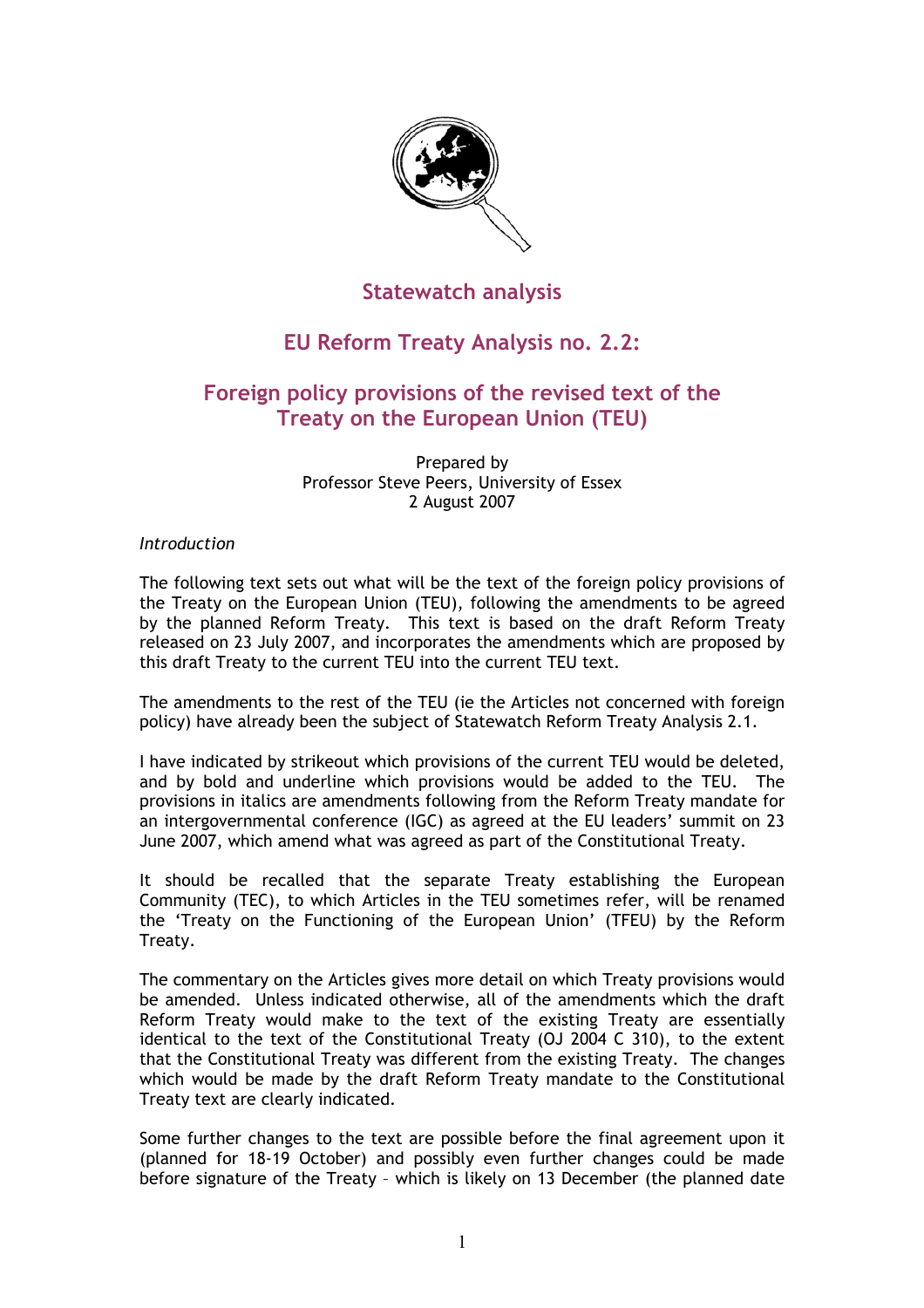# Statewatch analysis

## EU Reform Treaty Analysis no. 2.2:

## Foreign policy provisions of the revised text of the Treaty on the European Union (TEU)

Prepared by
Professor Steve Peers, University of Essex
2 August 2007

*Introduction*

The following text sets out what will be the text of the foreign policy provisions of the Treaty on the European Union (TEU), following the amendments to be agreed by the planned Reform Treaty. This text is based on the draft Reform Treaty released on 23 July 2007, and incorporates the amendments which are proposed by this draft Treaty to the current TEU into the current TEU text.

The amendments to the rest of the TEU (ie the Articles not concerned with foreign policy) have already been the subject of Statewatch Reform Treaty Analysis 2.1.

I have indicated by strikeout which provisions of the current TEU would be deleted, and by bold and underline which provisions would be added to the TEU. The provisions in italics are amendments following from the Reform Treaty mandate for an intergovernmental conference (IGC) as agreed at the EU leaders' summit on 23 June 2007, which amend what was agreed as part of the Constitutional Treaty.

It should be recalled that the separate Treaty establishing the European Community (TEC), to which Articles in the TEU sometimes refer, will be renamed the 'Treaty on the Functioning of the European Union' (TFEU) by the Reform Treaty.

The commentary on the Articles gives more detail on which Treaty provisions would be amended. Unless indicated otherwise, all of the amendments which the draft Reform Treaty would make to the text of the existing Treaty are essentially identical to the text of the Constitutional Treaty (OJ 2004 C 310), to the extent that the Constitutional Treaty was different from the existing Treaty. The changes which would be made by the draft Reform Treaty mandate to the Constitutional Treaty text are clearly indicated.

Some further changes to the text are possible before the final agreement upon it (planned for 18-19 October) and possibly even further changes could be made before signature of the Treaty – which is likely on 13 December (the planned date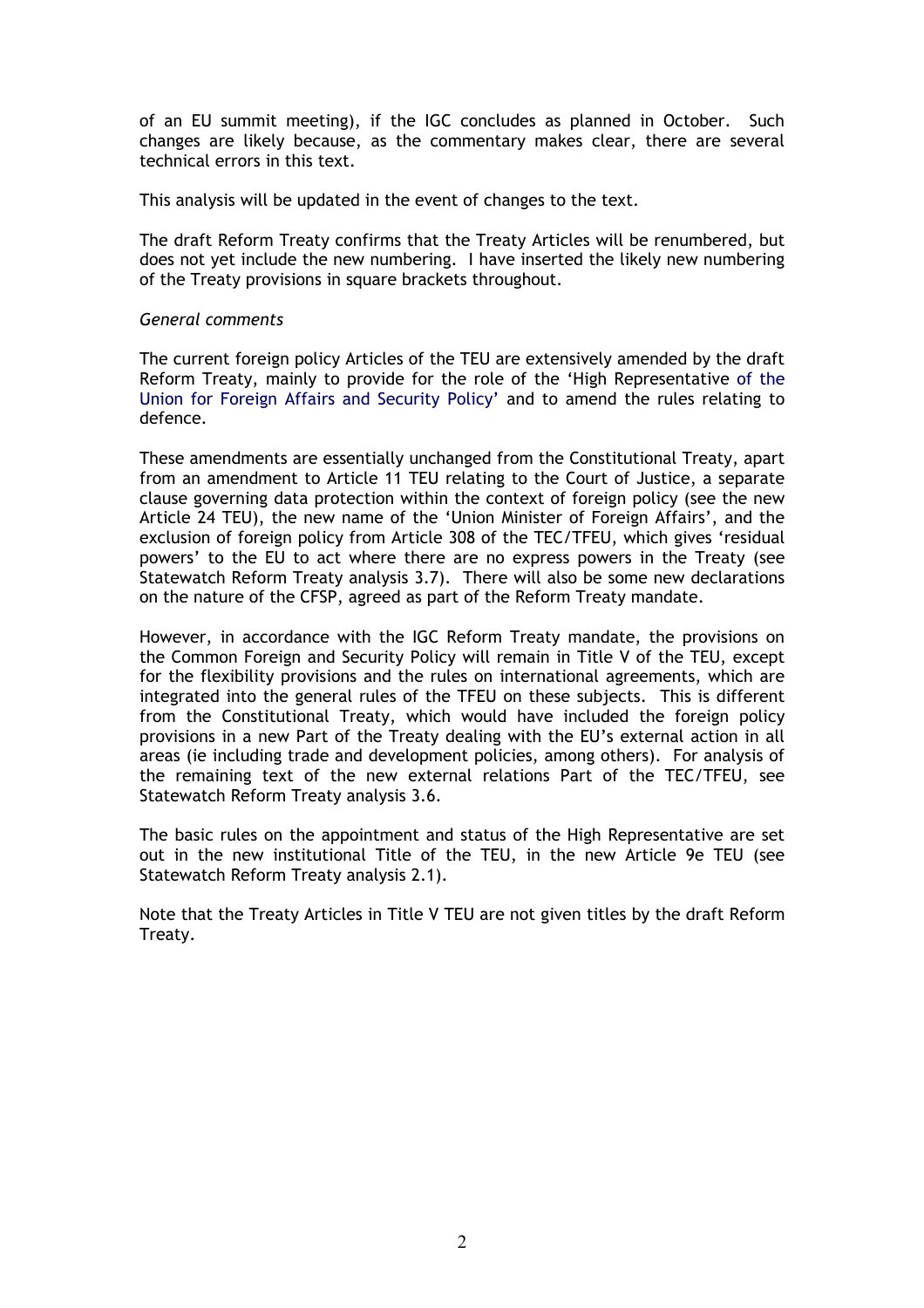of an EU summit meeting), if the IGC concludes as planned in October. Such changes are likely because, as the commentary makes clear, there are several technical errors in this text.

This analysis will be updated in the event of changes to the text.

The draft Reform Treaty confirms that the Treaty Articles will be renumbered, but does not yet include the new numbering. I have inserted the likely new numbering of the Treaty provisions in square brackets throughout.

*General comments*

The current foreign policy Articles of the TEU are extensively amended by the draft Reform Treaty, mainly to provide for the role of the 'High Representative of the Union for Foreign Affairs and Security Policy' and to amend the rules relating to defence.

These amendments are essentially unchanged from the Constitutional Treaty, apart from an amendment to Article 11 TEU relating to the Court of Justice, a separate clause governing data protection within the context of foreign policy (see the new Article 24 TEU), the new name of the 'Union Minister of Foreign Affairs', and the exclusion of foreign policy from Article 308 of the TEC/TFEU, which gives 'residual powers' to the EU to act where there are no express powers in the Treaty (see Statewatch Reform Treaty analysis 3.7). There will also be some new declarations on the nature of the CFSP, agreed as part of the Reform Treaty mandate.

However, in accordance with the IGC Reform Treaty mandate, the provisions on the Common Foreign and Security Policy will remain in Title V of the TEU, except for the flexibility provisions and the rules on international agreements, which are integrated into the general rules of the TFEU on these subjects. This is different from the Constitutional Treaty, which would have included the foreign policy provisions in a new Part of the Treaty dealing with the EU's external action in all areas (ie including trade and development policies, among others). For analysis of the remaining text of the new external relations Part of the TEC/TFEU, see Statewatch Reform Treaty analysis 3.6.

The basic rules on the appointment and status of the High Representative are set out in the new institutional Title of the TEU, in the new Article 9e TEU (see Statewatch Reform Treaty analysis 2.1).

Note that the Treaty Articles in Title V TEU are not given titles by the draft Reform Treaty.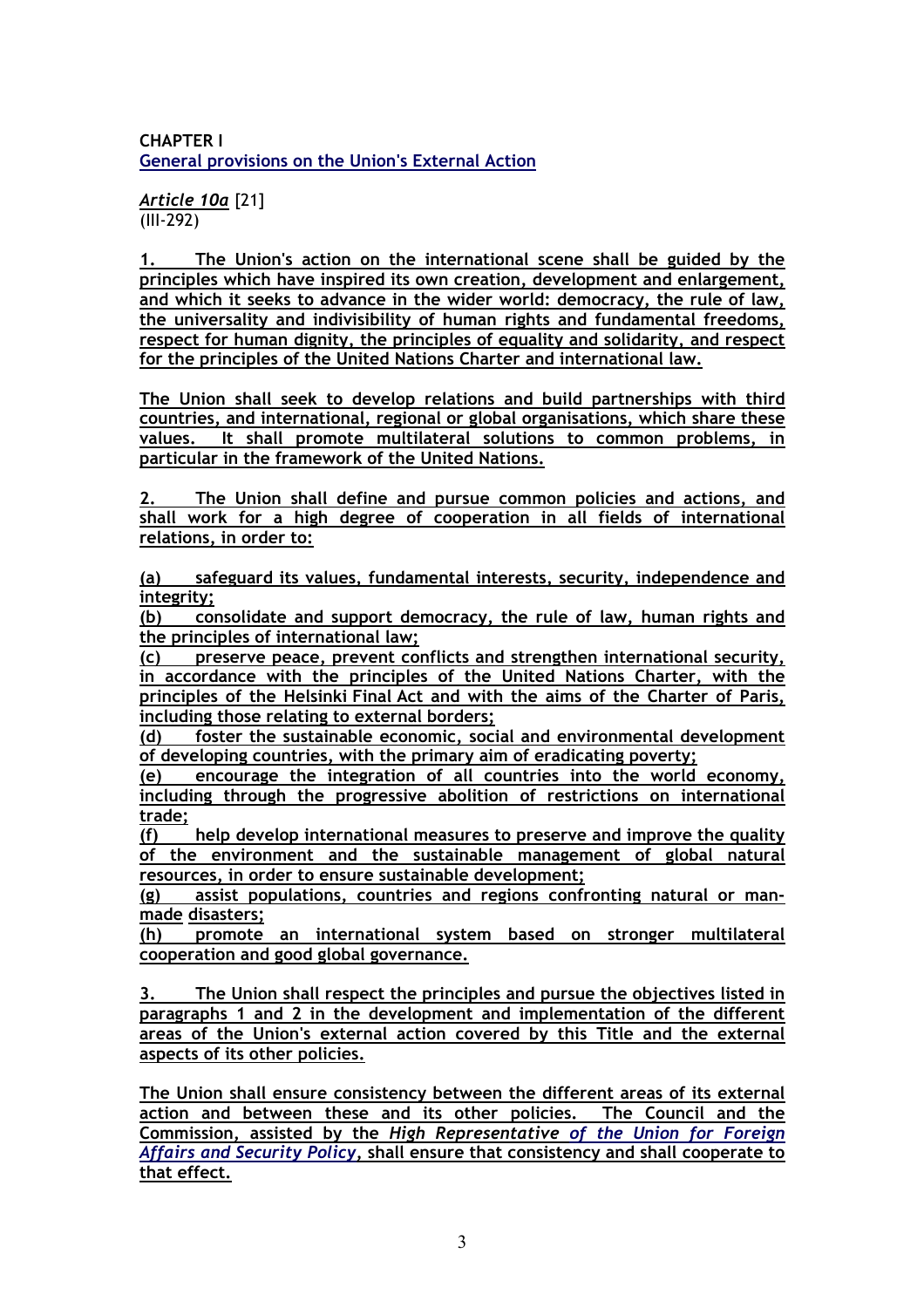**CHAPTER I**
General provisions on the Union's External Action

*Article 10a* [21]
(III-292)

**1. The Union's action on the international scene shall be guided by the principles which have inspired its own creation, development and enlargement, and which it seeks to advance in the wider world: democracy, the rule of law, the universality and indivisibility of human rights and fundamental freedoms, respect for human dignity, the principles of equality and solidarity, and respect for the principles of the United Nations Charter and international law.**

**The Union shall seek to develop relations and build partnerships with third countries, and international, regional or global organisations, which share these values. It shall promote multilateral solutions to common problems, in particular in the framework of the United Nations.**

**2. The Union shall define and pursue common policies and actions, and shall work for a high degree of cooperation in all fields of international relations, in order to:**

**(a) safeguard its values, fundamental interests, security, independence and integrity;**
**(b) consolidate and support democracy, the rule of law, human rights and the principles of international law;**
**(c) preserve peace, prevent conflicts and strengthen international security, in accordance with the principles of the United Nations Charter, with the principles of the Helsinki Final Act and with the aims of the Charter of Paris, including those relating to external borders;**
**(d) foster the sustainable economic, social and environmental development of developing countries, with the primary aim of eradicating poverty;**
**(e) encourage the integration of all countries into the world economy, including through the progressive abolition of restrictions on international trade;**
**(f) help develop international measures to preserve and improve the quality of the environment and the sustainable management of global natural resources, in order to ensure sustainable development;**
**(g) assist populations, countries and regions confronting natural or man-made disasters;**
**(h) promote an international system based on stronger multilateral cooperation and good global governance.**

**3. The Union shall respect the principles and pursue the objectives listed in paragraphs 1 and 2 in the development and implementation of the different areas of the Union's external action covered by this Title and the external aspects of its other policies.**

**The Union shall ensure consistency between the different areas of its external action and between these and its other policies. The Council and the Commission, assisted by the *High Representative of the Union for Foreign Affairs and Security Policy*, shall ensure that consistency and shall cooperate to that effect.**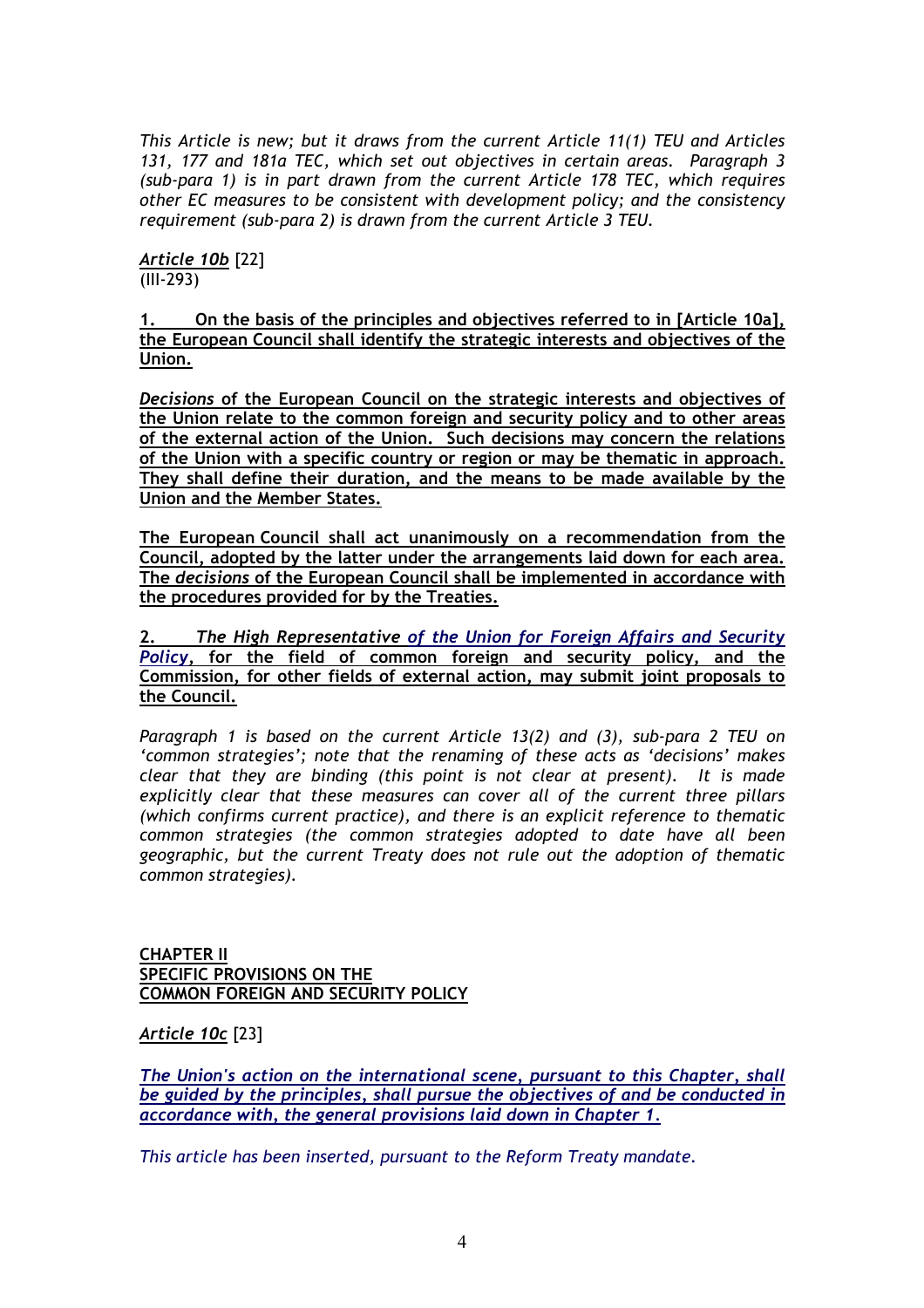*This Article is new; but it draws from the current Article 11(1) TEU and Articles 131, 177 and 181a TEC, which set out objectives in certain areas. Paragraph 3 (sub-para 1) is in part drawn from the current Article 178 TEC, which requires other EC measures to be consistent with development policy; and the consistency requirement (sub-para 2) is drawn from the current Article 3 TEU.*

***Article 10b*** [22]
(III-293)

**1. On the basis of the principles and objectives referred to in [Article 10a], the European Council shall identify the strategic interests and objectives of the Union.**

***Decisions* of the European Council on the strategic interests and objectives of the Union relate to the common foreign and security policy and to other areas of the external action of the Union. Such decisions may concern the relations of the Union with a specific country or region or may be thematic in approach. They shall define their duration, and the means to be made available by the Union and the Member States.**

**The European Council shall act unanimously on a recommendation from the Council, adopted by the latter under the arrangements laid down for each area. The *decisions* of the European Council shall be implemented in accordance with the procedures provided for by the Treaties.**

**2. *The High Representative of the Union for Foreign Affairs and Security Policy*, for the field of common foreign and security policy, and the Commission, for other fields of external action, may submit joint proposals to the Council.**

*Paragraph 1 is based on the current Article 13(2) and (3), sub-para 2 TEU on 'common strategies'; note that the renaming of these acts as 'decisions' makes clear that they are binding (this point is not clear at present). It is made explicitly clear that these measures can cover all of the current three pillars (which confirms current practice), and there is an explicit reference to thematic common strategies (the common strategies adopted to date have all been geographic, but the current Treaty does not rule out the adoption of thematic common strategies).*

## CHAPTER II
## SPECIFIC PROVISIONS ON THE COMMON FOREIGN AND SECURITY POLICY

***Article 10c*** [23]

*The Union's action on the international scene, pursuant to this Chapter, shall be guided by the principles, shall pursue the objectives of and be conducted in accordance with, the general provisions laid down in Chapter 1.*

*This article has been inserted, pursuant to the Reform Treaty mandate.*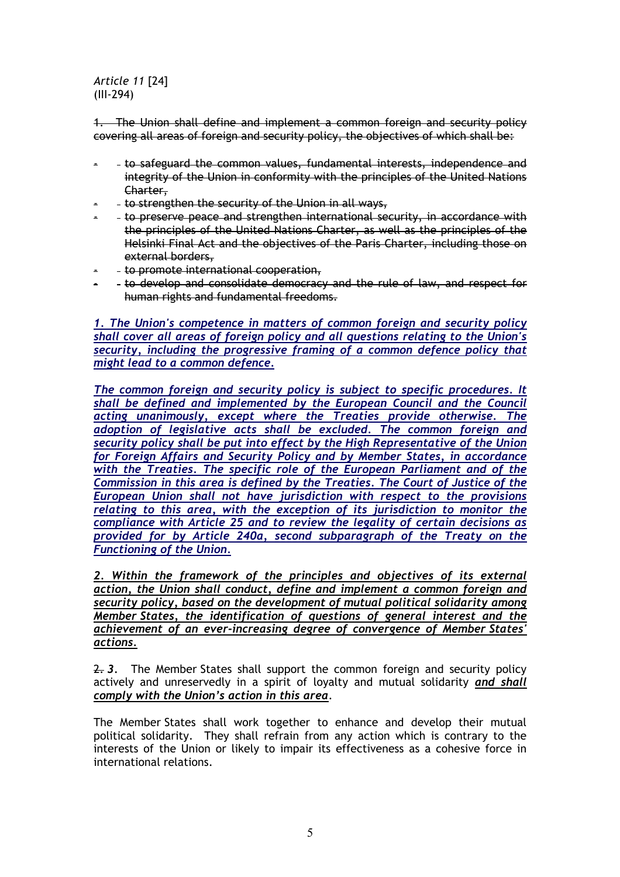*Article 11* [24]
(III-294)

~~1. The Union shall define and implement a common foreign and security policy covering all areas of foreign and security policy, the objectives of which shall be:~~

- ~~to safeguard the common values, fundamental interests, independence and integrity of the Union in conformity with the principles of the United Nations Charter,~~
- ~~to strengthen the security of the Union in all ways,~~
- ~~to preserve peace and strengthen international security, in accordance with the principles of the United Nations Charter, as well as the principles of the Helsinki Final Act and the objectives of the Paris Charter, including those on external borders,~~
- ~~to promote international cooperation,~~
- ~~to develop and consolidate democracy and the rule of law, and respect for human rights and fundamental freedoms.~~

***1. The Union's competence in matters of common foreign and security policy shall cover all areas of foreign policy and all questions relating to the Union's security, including the progressive framing of a common defence policy that might lead to a common defence.***

***The common foreign and security policy is subject to specific procedures. It shall be defined and implemented by the European Council and the Council acting unanimously, except where the Treaties provide otherwise. The adoption of legislative acts shall be excluded. The common foreign and security policy shall be put into effect by the High Representative of the Union for Foreign Affairs and Security Policy and by Member States, in accordance with the Treaties. The specific role of the European Parliament and of the Commission in this area is defined by the Treaties. The Court of Justice of the European Union shall not have jurisdiction with respect to the provisions relating to this area, with the exception of its jurisdiction to monitor the compliance with Article 25 and to review the legality of certain decisions as provided for by Article 240a, second subparagraph of the Treaty on the Functioning of the Union.***

***2. Within the framework of the principles and objectives of its external action, the Union shall conduct, define and implement a common foreign and security policy, based on the development of mutual political solidarity among Member States, the identification of questions of general interest and the achievement of an ever-increasing degree of convergence of Member States' actions.***

~~2.~~ ***3.*** The Member States shall support the common foreign and security policy actively and unreservedly in a spirit of loyalty and mutual solidarity ***and shall comply with the Union's action in this area***.

The Member States shall work together to enhance and develop their mutual political solidarity. They shall refrain from any action which is contrary to the interests of the Union or likely to impair its effectiveness as a cohesive force in international relations.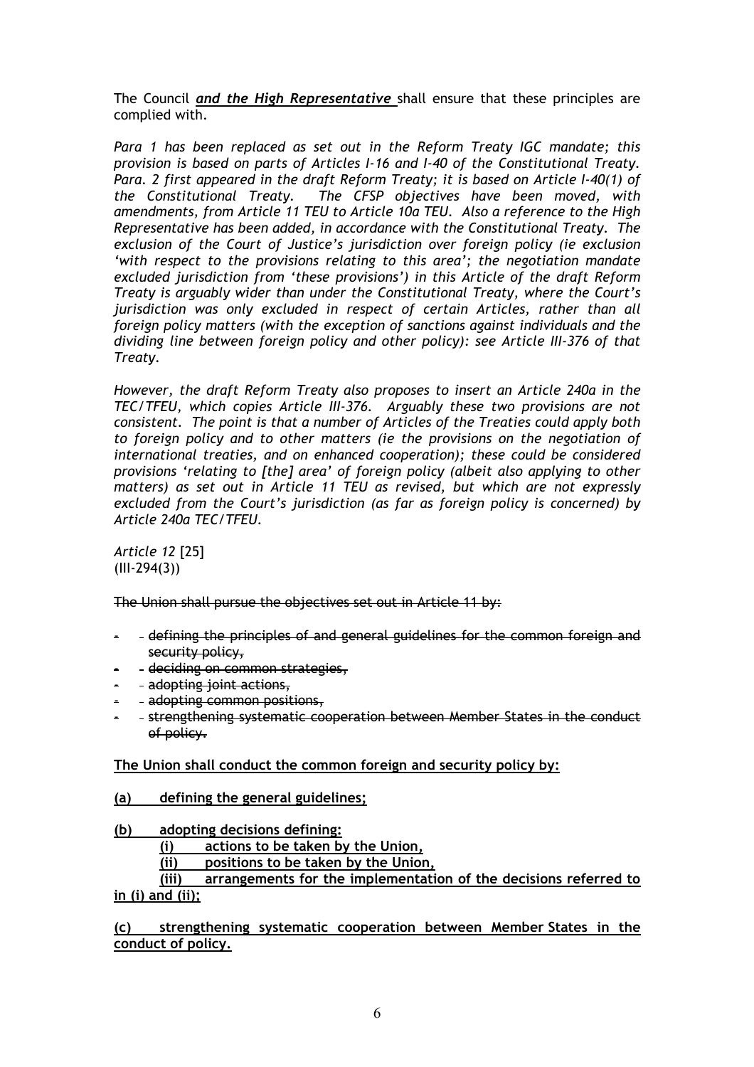The Council ***and the High Representative*** shall ensure that these principles are complied with.

*Para 1 has been replaced as set out in the Reform Treaty IGC mandate; this provision is based on parts of Articles I-16 and I-40 of the Constitutional Treaty. Para. 2 first appeared in the draft Reform Treaty; it is based on Article I-40(1) of the Constitutional Treaty. The CFSP objectives have been moved, with amendments, from Article 11 TEU to Article 10a TEU. Also a reference to the High Representative has been added, in accordance with the Constitutional Treaty. The exclusion of the Court of Justice's jurisdiction over foreign policy (ie exclusion 'with respect to the provisions relating to this area'; the negotiation mandate excluded jurisdiction from 'these provisions') in this Article of the draft Reform Treaty is arguably wider than under the Constitutional Treaty, where the Court's jurisdiction was only excluded in respect of certain Articles, rather than all foreign policy matters (with the exception of sanctions against individuals and the dividing line between foreign policy and other policy): see Article III-376 of that Treaty.*

*However, the draft Reform Treaty also proposes to insert an Article 240a in the TEC/TFEU, which copies Article III-376. Arguably these two provisions are not consistent. The point is that a number of Articles of the Treaties could apply both to foreign policy and to other matters (ie the provisions on the negotiation of international treaties, and on enhanced cooperation); these could be considered provisions 'relating to [the] area' of foreign policy (albeit also applying to other matters) as set out in Article 11 TEU as revised, but which are not expressly excluded from the Court's jurisdiction (as far as foreign policy is concerned) by Article 240a TEC/TFEU.*

*Article 12* [25]
(III-294(3))

~~The Union shall pursue the objectives set out in Article 11 by:~~

- ~~defining the principles of and general guidelines for the common foreign and security policy,~~
- ~~deciding on common strategies,~~
- ~~adopting joint actions,~~
- ~~adopting common positions,~~
- ~~strengthening systematic cooperation between Member States in the conduct of policy.~~

**The Union shall conduct the common foreign and security policy by:**

**(a) defining the general guidelines;**

**(b) adopting decisions defining:**

**(i) actions to be taken by the Union,**

**(ii) positions to be taken by the Union,**

**(iii) arrangements for the implementation of the decisions referred to in (i) and (ii);**

**(c) strengthening systematic cooperation between Member States in the conduct of policy.**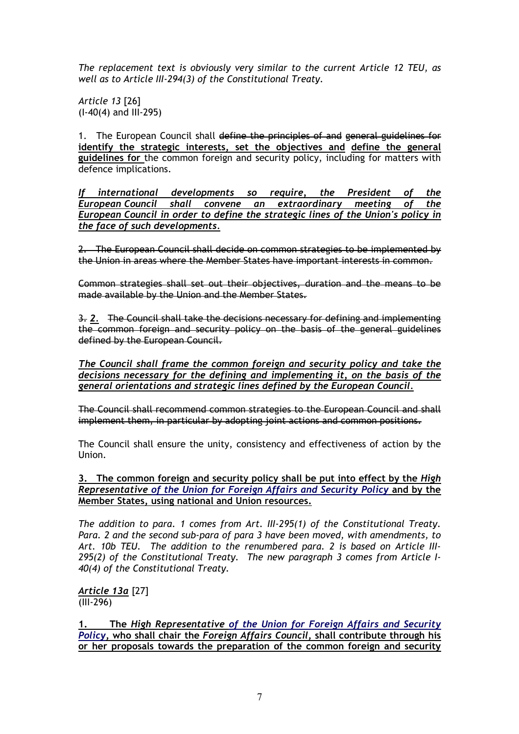*The replacement text is obviously very similar to the current Article 12 TEU, as well as to Article III-294(3) of the Constitutional Treaty.*

*Article 13* [26]
(I-40(4) and III-295)

1. The European Council shall ~~define the principles of and~~ ~~general guidelines for~~ <u>**identify the strategic interests, set the objectives and**</u> <u>**define the general guidelines for**</u> the common foreign and security policy, including for matters with defence implications.

<u>***If international developments so require, the President of the European Council shall convene an extraordinary meeting of the European Council in order to define the strategic lines of the Union's policy in the face of such developments.***</u>

~~2. The European Council shall decide on common strategies to be implemented by the Union in areas where the Member States have important interests in common.~~

~~Common strategies shall set out their objectives, duration and the means to be made available by the Union and the Member States.~~

~~3.~~ <u>***2.***</u> ~~The Council shall take the decisions necessary for defining and implementing the common foreign and security policy on the basis of the general guidelines defined by the European Council.~~

<u>***The Council shall frame the common foreign and security policy and take the decisions necessary for the defining and implementing it, on the basis of the general orientations and strategic lines defined by the European Council.***</u>

~~The Council shall recommend common strategies to the European Council and shall implement them, in particular by adopting joint actions and common positions.~~

The Council shall ensure the unity, consistency and effectiveness of action by the Union.

<u>**3. The common foreign and security policy shall be put into effect by the *High Representative of the Union for Foreign Affairs and Security Policy* and by the Member States, using national and Union resources.**</u>

*The addition to para. 1 comes from Art. III-295(1) of the Constitutional Treaty. Para. 2 and the second sub-para of para 3 have been moved, with amendments, to Art. 10b TEU. The addition to the renumbered para. 2 is based on Article III-295(2) of the Constitutional Treaty. The new paragraph 3 comes from Article I-40(4) of the Constitutional Treaty.*

<u>***Article 13a***</u> [27]
(III-296)

<u>**1. The *High Representative of the Union for Foreign Affairs and Security Policy*, who shall chair the *Foreign Affairs Council*, shall contribute through his or her proposals towards the preparation of the common foreign and security**</u>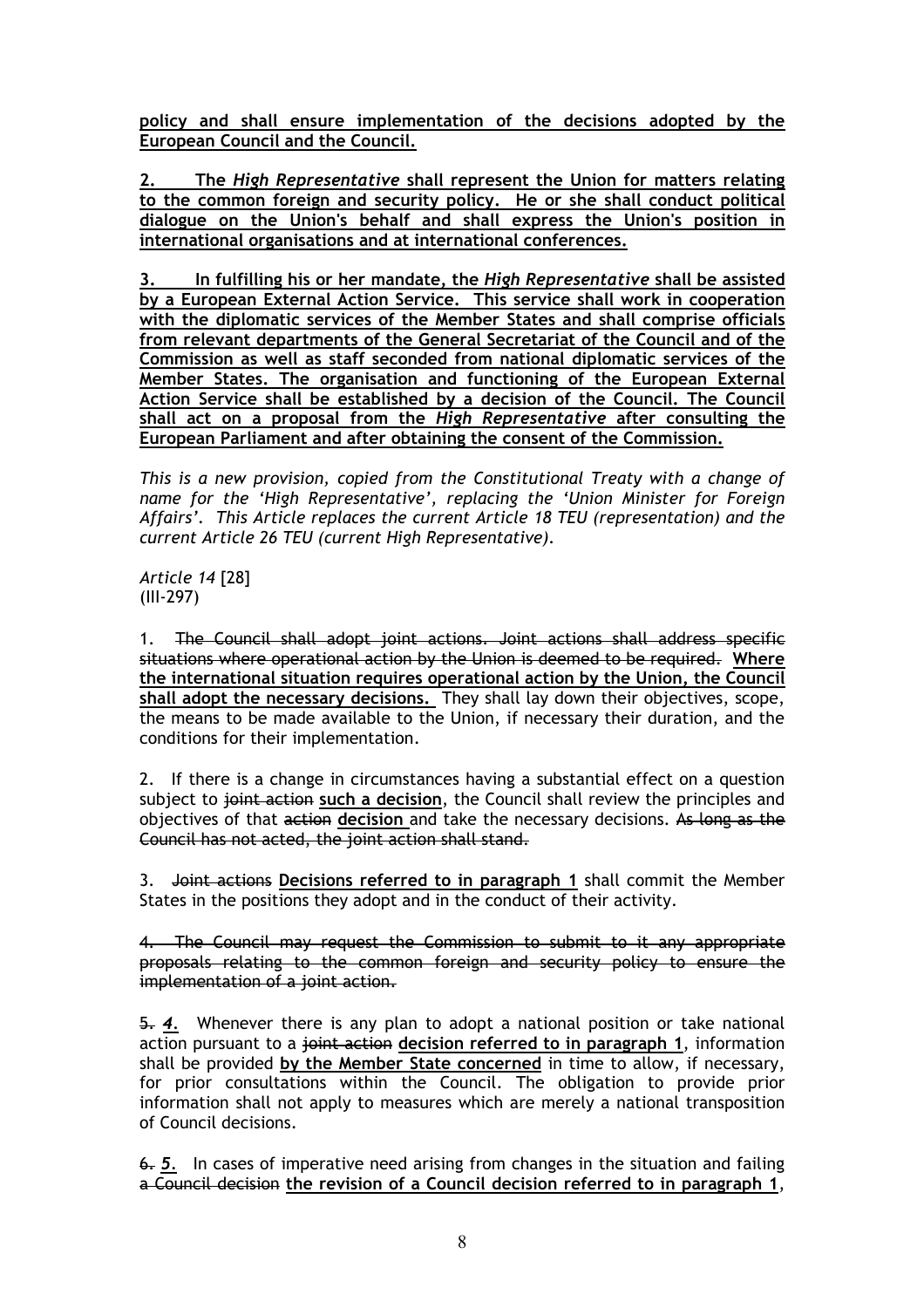**policy and shall ensure implementation of the decisions adopted by the European Council and the Council.**

**2. The *High Representative* shall represent the Union for matters relating to the common foreign and security policy. He or she shall conduct political dialogue on the Union's behalf and shall express the Union's position in international organisations and at international conferences.**

**3. In fulfilling his or her mandate, the *High Representative* shall be assisted by a European External Action Service. This service shall work in cooperation with the diplomatic services of the Member States and shall comprise officials from relevant departments of the General Secretariat of the Council and of the Commission as well as staff seconded from national diplomatic services of the Member States. The organisation and functioning of the European External Action Service shall be established by a decision of the Council. The Council shall act on a proposal from the *High Representative* after consulting the European Parliament and after obtaining the consent of the Commission.**

*This is a new provision, copied from the Constitutional Treaty with a change of name for the 'High Representative', replacing the 'Union Minister for Foreign Affairs'. This Article replaces the current Article 18 TEU (representation) and the current Article 26 TEU (current High Representative).*

*Article 14* [28]
(III-297)

1. ~~The Council shall adopt joint actions. Joint actions shall address specific situations where operational action by the Union is deemed to be required.~~ **Where the international situation requires operational action by the Union, the Council shall adopt the necessary decisions.** They shall lay down their objectives, scope, the means to be made available to the Union, if necessary their duration, and the conditions for their implementation.

2. If there is a change in circumstances having a substantial effect on a question subject to ~~joint action~~ **such a decision**, the Council shall review the principles and objectives of that ~~action~~ **decision** and take the necessary decisions. ~~As long as the Council has not acted, the joint action shall stand.~~

3. ~~Joint actions~~ **Decisions referred to in paragraph 1** shall commit the Member States in the positions they adopt and in the conduct of their activity.

~~4. The Council may request the Commission to submit to it any appropriate proposals relating to the common foreign and security policy to ensure the implementation of a joint action.~~

~~5.~~ ***4.*** Whenever there is any plan to adopt a national position or take national action pursuant to a ~~joint action~~ **decision referred to in paragraph 1**, information shall be provided **by the Member State concerned** in time to allow, if necessary, for prior consultations within the Council. The obligation to provide prior information shall not apply to measures which are merely a national transposition of Council decisions.

~~6.~~ ***5.*** In cases of imperative need arising from changes in the situation and failing ~~a Council decision~~ **the revision of a Council decision referred to in paragraph 1**,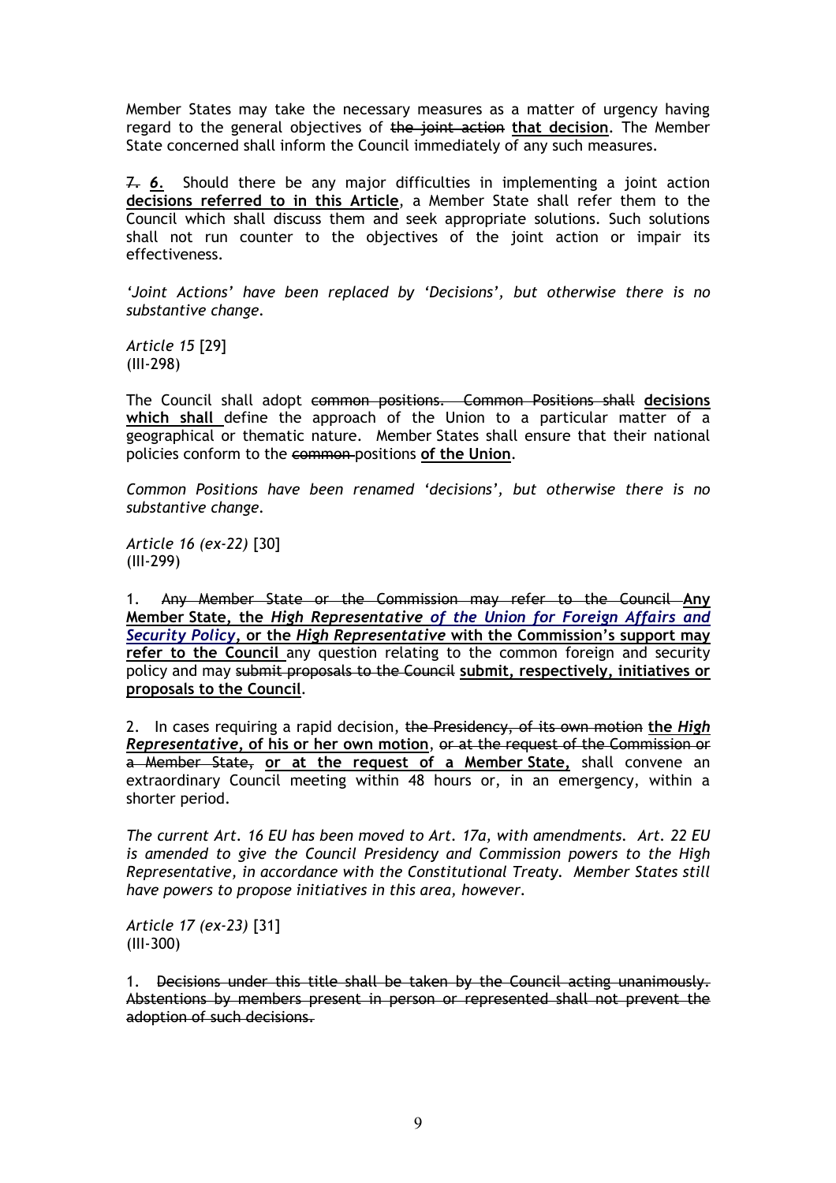Member States may take the necessary measures as a matter of urgency having regard to the general objectives of ~~the joint action~~ **<u>that decision</u>**. The Member State concerned shall inform the Council immediately of any such measures.

~~7.~~ ***<u>6.</u>*** Should there be any major difficulties in implementing a joint action **<u>decisions referred to in this Article</u>**, a Member State shall refer them to the Council which shall discuss them and seek appropriate solutions. Such solutions shall not run counter to the objectives of the joint action or impair its effectiveness.

*'Joint Actions' have been replaced by 'Decisions', but otherwise there is no substantive change.*

*Article 15* [29]
(III-298)

The Council shall adopt ~~common positions. Common Positions shall~~ **<u>decisions which shall</u>** define the approach of the Union to a particular matter of a geographical or thematic nature. Member States shall ensure that their national policies conform to the ~~common~~ positions **<u>of the Union</u>**.

*Common Positions have been renamed 'decisions', but otherwise there is no substantive change.*

*Article 16 (ex-22)* [30]
(III-299)

1. ~~Any Member State or the Commission may refer to the Council~~ **<u>Any Member State, the *High Representative of the Union for Foreign Affairs and Security Policy*, or the *High Representative* with the Commission's support may refer to the Council</u>** any question relating to the common foreign and security policy and may ~~submit proposals to the Council~~ **<u>submit, respectively, initiatives or proposals to the Council</u>**.

2. In cases requiring a rapid decision, ~~the Presidency, of its own motion~~ **<u>the *High Representative*, of his or her own motion</u>**, ~~or at the request of the Commission or a Member State,~~ **<u>or at the request of a Member State,</u>** shall convene an extraordinary Council meeting within 48 hours or, in an emergency, within a shorter period.

*The current Art. 16 EU has been moved to Art. 17a, with amendments. Art. 22 EU is amended to give the Council Presidency and Commission powers to the High Representative, in accordance with the Constitutional Treaty. Member States still have powers to propose initiatives in this area, however.*

*Article 17 (ex-23)* [31]
(III-300)

1. ~~Decisions under this title shall be taken by the Council acting unanimously. Abstentions by members present in person or represented shall not prevent the adoption of such decisions.~~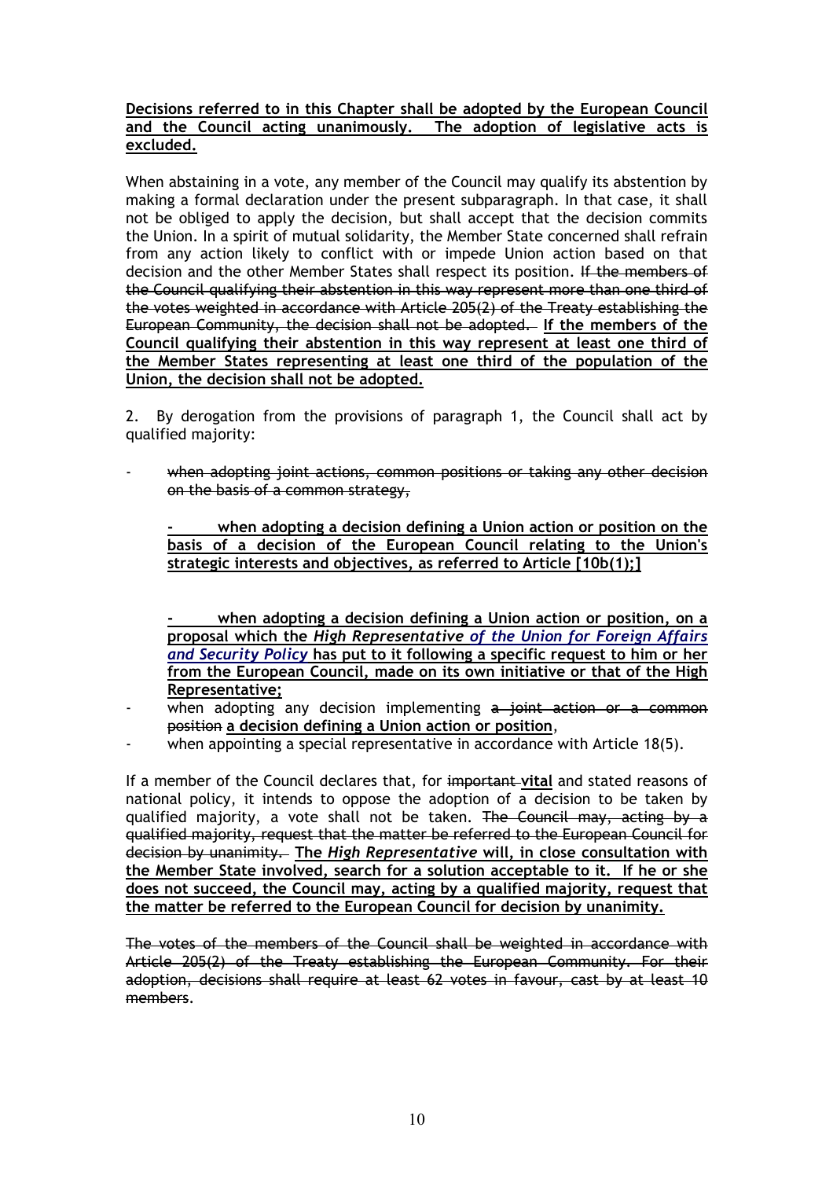**Decisions referred to in this Chapter shall be adopted by the European Council and the Council acting unanimously. The adoption of legislative acts is excluded.**

When abstaining in a vote, any member of the Council may qualify its abstention by making a formal declaration under the present subparagraph. In that case, it shall not be obliged to apply the decision, but shall accept that the decision commits the Union. In a spirit of mutual solidarity, the Member State concerned shall refrain from any action likely to conflict with or impede Union action based on that decision and the other Member States shall respect its position. ~~If the members of the Council qualifying their abstention in this way represent more than one third of the votes weighted in accordance with Article 205(2) of the Treaty establishing the European Community, the decision shall not be adopted.~~ **If the members of the Council qualifying their abstention in this way represent at least one third of the Member States representing at least one third of the population of the Union, the decision shall not be adopted.**

2. By derogation from the provisions of paragraph 1, the Council shall act by qualified majority:

- ~~when adopting joint actions, common positions or taking any other decision on the basis of a common strategy,~~

  **- when adopting a decision defining a Union action or position on the basis of a decision of the European Council relating to the Union's strategic interests and objectives, as referred to Article [10b(1);]**

  **- when adopting a decision defining a Union action or position, on a proposal which the *High Representative of the Union for Foreign Affairs and Security Policy* has put to it following a specific request to him or her from the European Council, made on its own initiative or that of the High Representative;**
- when adopting any decision implementing ~~a joint action or a common position~~ **a decision defining a Union action or position**,
- when appointing a special representative in accordance with Article 18(5).

If a member of the Council declares that, for ~~important~~ **vital** and stated reasons of national policy, it intends to oppose the adoption of a decision to be taken by qualified majority, a vote shall not be taken. ~~The Council may, acting by a qualified majority, request that the matter be referred to the European Council for decision by unanimity.~~ **The *High Representative* will, in close consultation with the Member State involved, search for a solution acceptable to it. If he or she does not succeed, the Council may, acting by a qualified majority, request that the matter be referred to the European Council for decision by unanimity.**

~~The votes of the members of the Council shall be weighted in accordance with Article 205(2) of the Treaty establishing the European Community. For their adoption, decisions shall require at least 62 votes in favour, cast by at least 10 members~~.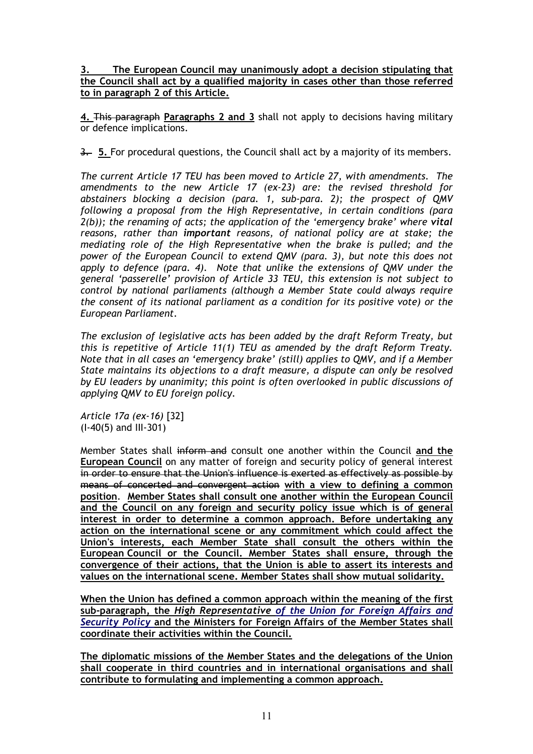**3. The European Council may unanimously adopt a decision stipulating that the Council shall act by a qualified majority in cases other than those referred to in paragraph 2 of this Article.**

**4.** ~~This paragraph~~ **Paragraphs 2 and 3** shall not apply to decisions having military or defence implications.

~~3.~~ **5.** For procedural questions, the Council shall act by a majority of its members.

*The current Article 17 TEU has been moved to Article 27, with amendments. The amendments to the new Article 17 (ex-23) are: the revised threshold for abstainers blocking a decision (para. 1, sub-para. 2); the prospect of QMV following a proposal from the High Representative, in certain conditions (para 2(b)); the renaming of acts; the application of the 'emergency brake' where **vital** reasons, rather than **important** reasons, of national policy are at stake; the mediating role of the High Representative when the brake is pulled; and the power of the European Council to extend QMV (para. 3), but note this does not apply to defence (para. 4). Note that unlike the extensions of QMV under the general 'passerelle' provision of Article 33 TEU, this extension is not subject to control by national parliaments (although a Member State could always require the consent of its national parliament as a condition for its positive vote) or the European Parliament.*

*The exclusion of legislative acts has been added by the draft Reform Treaty, but this is repetitive of Article 11(1) TEU as amended by the draft Reform Treaty. Note that in all cases an 'emergency brake' (still) applies to QMV, and if a Member State maintains its objections to a draft measure, a dispute can only be resolved by EU leaders by unanimity; this point is often overlooked in public discussions of applying QMV to EU foreign policy.*

*Article 17a (ex-16)* [32]
(I-40(5) and III-301)

Member States shall ~~inform and~~ consult one another within the Council **and the European Council** on any matter of foreign and security policy of general interest ~~in order to ensure that the Union's influence is exerted as effectively as possible by means of concerted and convergent action~~ **with a view to defining a common position**. **Member States shall consult one another within the European Council and the Council on any foreign and security policy issue which is of general interest in order to determine a common approach. Before undertaking any action on the international scene or any commitment which could affect the Union's interests, each Member State shall consult the others within the European Council or the Council. Member States shall ensure, through the convergence of their actions, that the Union is able to assert its interests and values on the international scene. Member States shall show mutual solidarity.**

**When the Union has defined a common approach within the meaning of the first sub-paragraph, the *High Representative of the Union for Foreign Affairs and Security Policy* and the Ministers for Foreign Affairs of the Member States shall coordinate their activities within the Council.**

**The diplomatic missions of the Member States and the delegations of the Union shall cooperate in third countries and in international organisations and shall contribute to formulating and implementing a common approach.**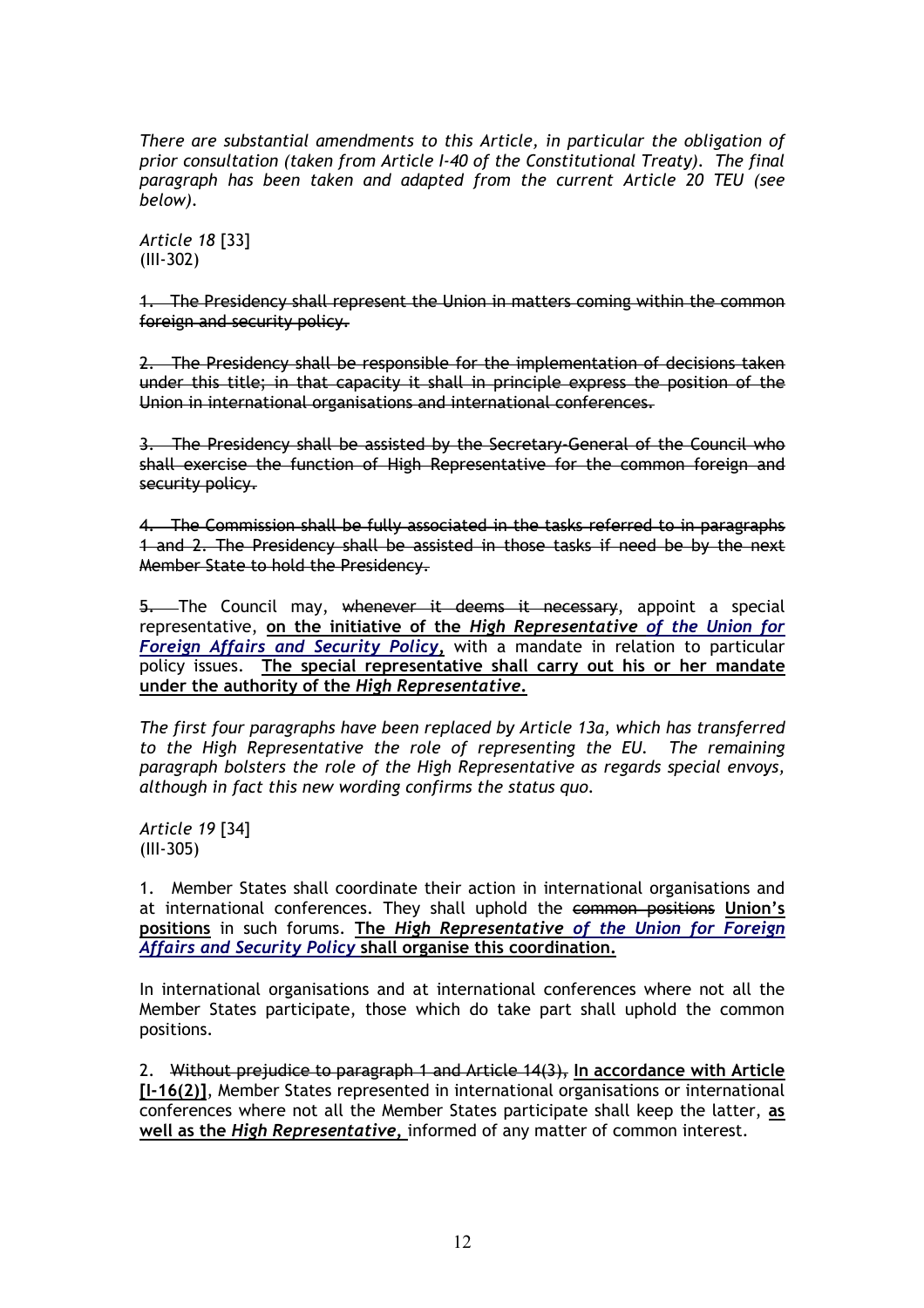*There are substantial amendments to this Article, in particular the obligation of prior consultation (taken from Article I-40 of the Constitutional Treaty). The final paragraph has been taken and adapted from the current Article 20 TEU (see below).*

*Article 18* [33]
(III-302)

~~1. The Presidency shall represent the Union in matters coming within the common foreign and security policy.~~

~~2. The Presidency shall be responsible for the implementation of decisions taken under this title; in that capacity it shall in principle express the position of the Union in international organisations and international conferences.~~

~~3. The Presidency shall be assisted by the Secretary-General of the Council who shall exercise the function of High Representative for the common foreign and security policy.~~

~~4. The Commission shall be fully associated in the tasks referred to in paragraphs 1 and 2. The Presidency shall be assisted in those tasks if need be by the next Member State to hold the Presidency.~~

~~5.~~ The Council may, ~~whenever it deems it necessary~~, appoint a special representative, **on the initiative of the *High Representative of the Union for Foreign Affairs and Security Policy*,** with a mandate in relation to particular policy issues. **The special representative shall carry out his or her mandate under the authority of the *High Representative*.**

*The first four paragraphs have been replaced by Article 13a, which has transferred to the High Representative the role of representing the EU. The remaining paragraph bolsters the role of the High Representative as regards special envoys, although in fact this new wording confirms the status quo.*

*Article 19* [34]
(III-305)

1. Member States shall coordinate their action in international organisations and at international conferences. They shall uphold the ~~common positions~~ **Union's positions** in such forums. **The *High Representative of the Union for Foreign Affairs and Security Policy* shall organise this coordination.**

In international organisations and at international conferences where not all the Member States participate, those which do take part shall uphold the common positions.

2. ~~Without prejudice to paragraph 1 and Article 14(3),~~ **In accordance with Article [I-16(2)]**, Member States represented in international organisations or international conferences where not all the Member States participate shall keep the latter, **as well as the *High Representative*,** informed of any matter of common interest.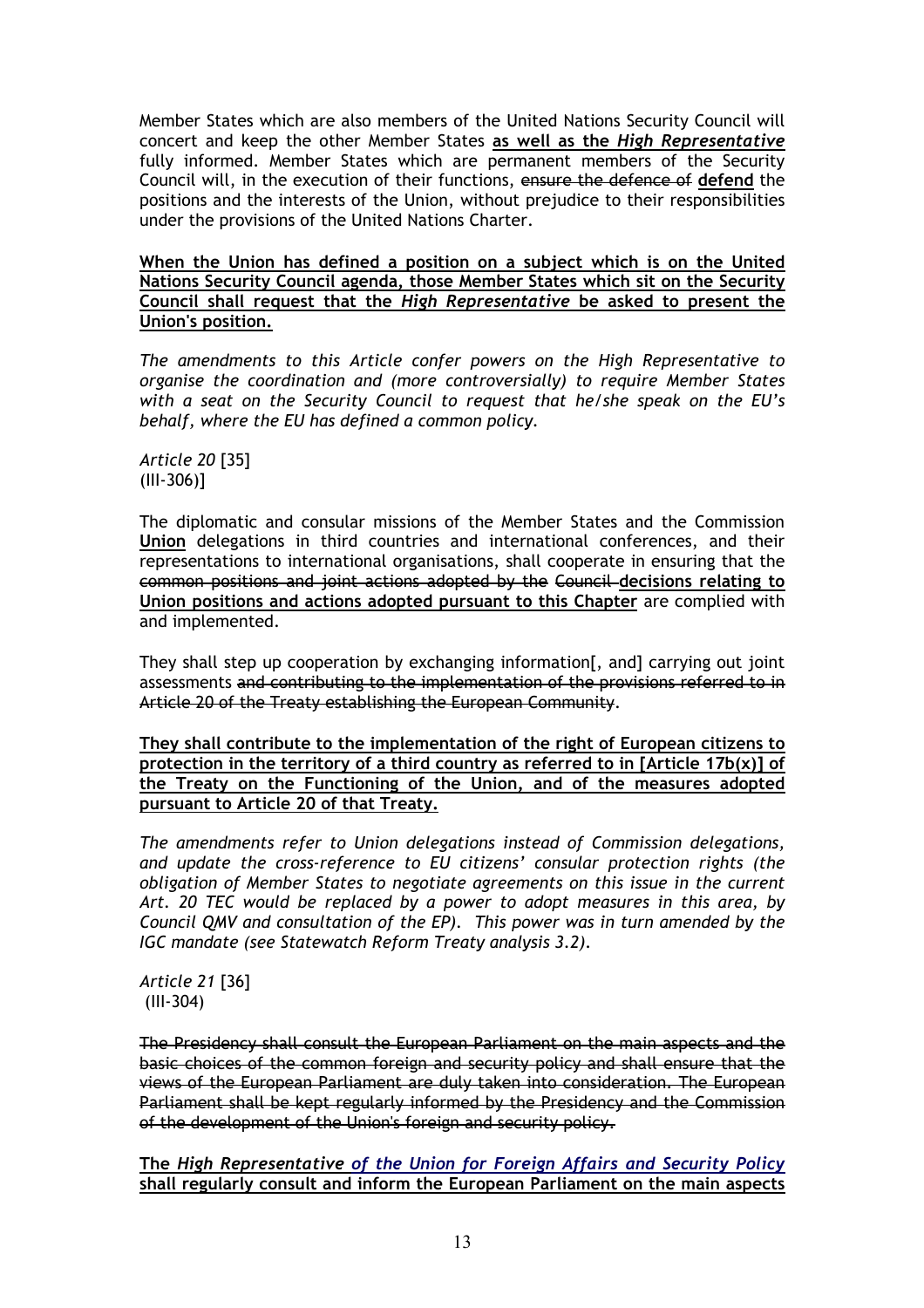Member States which are also members of the United Nations Security Council will concert and keep the other Member States **as well as the *High Representative*** fully informed. Member States which are permanent members of the Security Council will, in the execution of their functions, ~~ensure the defence of~~ **defend** the positions and the interests of the Union, without prejudice to their responsibilities under the provisions of the United Nations Charter.

<u>**When the Union has defined a position on a subject which is on the United Nations Security Council agenda, those Member States which sit on the Security Council shall request that the *High Representative* be asked to present the Union's position.**</u>

*The amendments to this Article confer powers on the High Representative to organise the coordination and (more controversially) to require Member States with a seat on the Security Council to request that he/she speak on the EU's behalf, where the EU has defined a common policy.*

*Article 20* [35]
(III-306)]

The diplomatic and consular missions of the Member States and the ~~Commission~~ <u>**Union**</u> delegations in third countries and international conferences, and their representations to international organisations, shall cooperate in ensuring that the ~~common positions and joint actions adopted by the Council~~ <u>**decisions relating to Union positions and actions adopted pursuant to this Chapter**</u> are complied with and implemented.

They shall step up cooperation by exchanging information[, and] carrying out joint assessments ~~and contributing to the implementation of the provisions referred to in Article 20 of the Treaty establishing the European Community~~.

<u>**They shall contribute to the implementation of the right of European citizens to protection in the territory of a third country as referred to in [Article 17b(x)] of the Treaty on the Functioning of the Union, and of the measures adopted pursuant to Article 20 of that Treaty.**</u>

*The amendments refer to Union delegations instead of Commission delegations, and update the cross-reference to EU citizens' consular protection rights (the obligation of Member States to negotiate agreements on this issue in the current Art. 20 TEC would be replaced by a power to adopt measures in this area, by Council QMV and consultation of the EP). This power was in turn amended by the IGC mandate (see Statewatch Reform Treaty analysis 3.2).*

*Article 21* [36]
(III-304)

~~The Presidency shall consult the European Parliament on the main aspects and the basic choices of the common foreign and security policy and shall ensure that the views of the European Parliament are duly taken into consideration. The European Parliament shall be kept regularly informed by the Presidency and the Commission of the development of the Union's foreign and security policy.~~

<u>**The *High Representative of the Union for Foreign Affairs and Security Policy* shall regularly consult and inform the European Parliament on the main aspects**</u>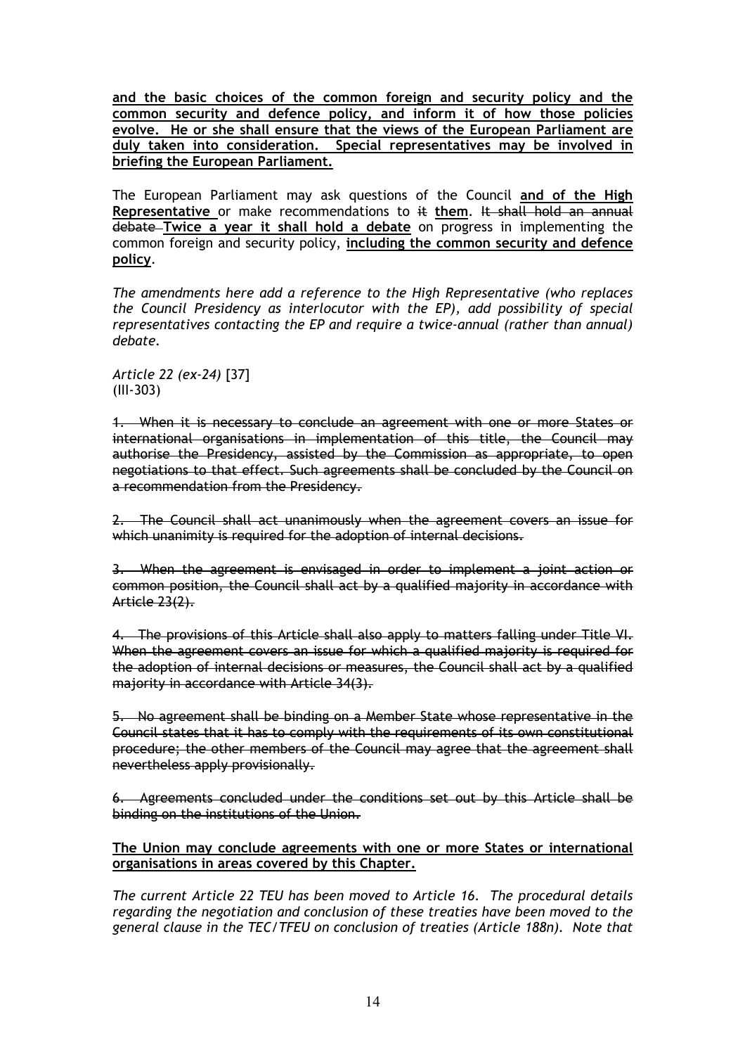**<u>and the basic choices of the common foreign and security policy and the common security and defence policy, and inform it of how those policies evolve. He or she shall ensure that the views of the European Parliament are duly taken into consideration. Special representatives may be involved in briefing the European Parliament.</u>**

The European Parliament may ask questions of the Council **<u>and of the High Representative</u>** or make recommendations to ~~it~~ **<u>them</u>**. ~~It shall hold an annual debate~~ **<u>Twice a year it shall hold a debate</u>** on progress in implementing the common foreign and security policy, **<u>including the common security and defence policy</u>**.

*The amendments here add a reference to the High Representative (who replaces the Council Presidency as interlocutor with the EP), add possibility of special representatives contacting the EP and require a twice-annual (rather than annual) debate.*

*Article 22 (ex-24)* [37]
(III-303)

~~1. When it is necessary to conclude an agreement with one or more States or international organisations in implementation of this title, the Council may authorise the Presidency, assisted by the Commission as appropriate, to open negotiations to that effect. Such agreements shall be concluded by the Council on a recommendation from the Presidency.~~

~~2. The Council shall act unanimously when the agreement covers an issue for which unanimity is required for the adoption of internal decisions.~~

~~3. When the agreement is envisaged in order to implement a joint action or common position, the Council shall act by a qualified majority in accordance with Article 23(2).~~

~~4. The provisions of this Article shall also apply to matters falling under Title VI. When the agreement covers an issue for which a qualified majority is required for the adoption of internal decisions or measures, the Council shall act by a qualified majority in accordance with Article 34(3).~~

~~5. No agreement shall be binding on a Member State whose representative in the Council states that it has to comply with the requirements of its own constitutional procedure; the other members of the Council may agree that the agreement shall nevertheless apply provisionally.~~

~~6. Agreements concluded under the conditions set out by this Article shall be binding on the institutions of the Union.~~

**<u>The Union may conclude agreements with one or more States or international organisations in areas covered by this Chapter.</u>**

*The current Article 22 TEU has been moved to Article 16. The procedural details regarding the negotiation and conclusion of these treaties have been moved to the general clause in the TEC/TFEU on conclusion of treaties (Article 188n). Note that*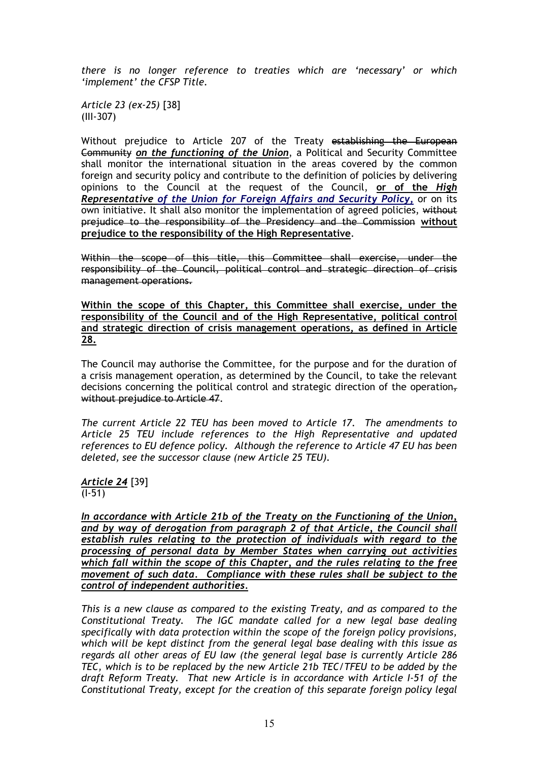*there is no longer reference to treaties which are 'necessary' or which 'implement' the CFSP Title.*

*Article 23 (ex-25)* [38]
(III-307)

Without prejudice to Article 207 of the Treaty ~~establishing the European Community~~ ***on the functioning of the Union***, a Political and Security Committee shall monitor the international situation in the areas covered by the common foreign and security policy and contribute to the definition of policies by delivering opinions to the Council at the request of the Council, **or of the *High Representative of the Union for Foreign Affairs and Security Policy,*** or on its own initiative. It shall also monitor the implementation of agreed policies, ~~without prejudice to the responsibility of the Presidency and the Commission~~ **without prejudice to the responsibility of the High Representative**.

~~Within the scope of this title, this Committee shall exercise, under the responsibility of the Council, political control and strategic direction of crisis management operations.~~

**Within the scope of this Chapter, this Committee shall exercise, under the responsibility of the Council and of the High Representative, political control and strategic direction of crisis management operations, as defined in Article 28.**

The Council may authorise the Committee, for the purpose and for the duration of a crisis management operation, as determined by the Council, to take the relevant decisions concerning the political control and strategic direction of the operation~~, without prejudice to Article 47~~.

*The current Article 22 TEU has been moved to Article 17. The amendments to Article 25 TEU include references to the High Representative and updated references to EU defence policy. Although the reference to Article 47 EU has been deleted, see the successor clause (new Article 25 TEU).*

***Article 24*** [39]
(I-51)

***In accordance with Article 21b of the Treaty on the Functioning of the Union, and by way of derogation from paragraph 2 of that Article, the Council shall establish rules relating to the protection of individuals with regard to the processing of personal data by Member States when carrying out activities which fall within the scope of this Chapter, and the rules relating to the free movement of such data. Compliance with these rules shall be subject to the control of independent authorities.***

*This is a new clause as compared to the existing Treaty, and as compared to the Constitutional Treaty. The IGC mandate called for a new legal base dealing specifically with data protection within the scope of the foreign policy provisions, which will be kept distinct from the general legal base dealing with this issue as regards all other areas of EU law (the general legal base is currently Article 286 TEC, which is to be replaced by the new Article 21b TEC/TFEU to be added by the draft Reform Treaty. That new Article is in accordance with Article I-51 of the Constitutional Treaty, except for the creation of this separate foreign policy legal*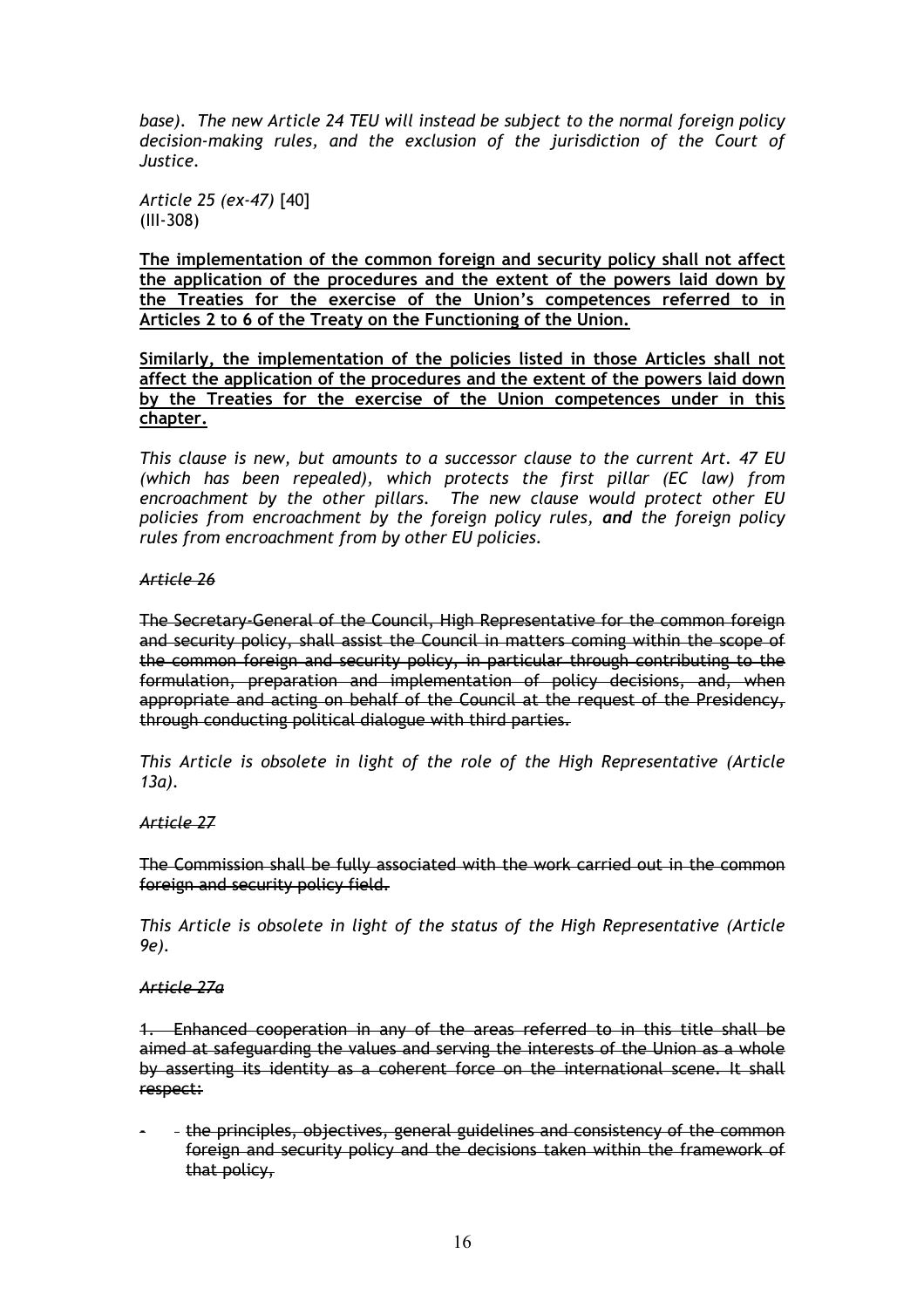*base). The new Article 24 TEU will instead be subject to the normal foreign policy decision-making rules, and the exclusion of the jurisdiction of the Court of Justice.*

*Article 25 (ex-47)* [40]
(III-308)

**<u>The implementation of the common foreign and security policy shall not affect the application of the procedures and the extent of the powers laid down by the Treaties for the exercise of the Union's competences referred to in Articles 2 to 6 of the Treaty on the Functioning of the Union.</u>**

**<u>Similarly, the implementation of the policies listed in those Articles shall not affect the application of the procedures and the extent of the powers laid down by the Treaties for the exercise of the Union competences under in this chapter.</u>**

*This clause is new, but amounts to a successor clause to the current Art. 47 EU (which has been repealed), which protects the first pillar (EC law) from encroachment by the other pillars. The new clause would protect other EU policies from encroachment by the foreign policy rules, **and** the foreign policy rules from encroachment from by other EU policies.*

*~~Article 26~~*

~~The Secretary-General of the Council, High Representative for the common foreign and security policy, shall assist the Council in matters coming within the scope of the common foreign and security policy, in particular through contributing to the formulation, preparation and implementation of policy decisions, and, when appropriate and acting on behalf of the Council at the request of the Presidency, through conducting political dialogue with third parties.~~

*This Article is obsolete in light of the role of the High Representative (Article 13a).*

*~~Article 27~~*

~~The Commission shall be fully associated with the work carried out in the common foreign and security policy field.~~

*This Article is obsolete in light of the status of the High Representative (Article 9e).*

*~~Article 27a~~*

~~1. Enhanced cooperation in any of the areas referred to in this title shall be aimed at safeguarding the values and serving the interests of the Union as a whole by asserting its identity as a coherent force on the international scene. It shall respect:~~

- ~~the principles, objectives, general guidelines and consistency of the common foreign and security policy and the decisions taken within the framework of that policy,~~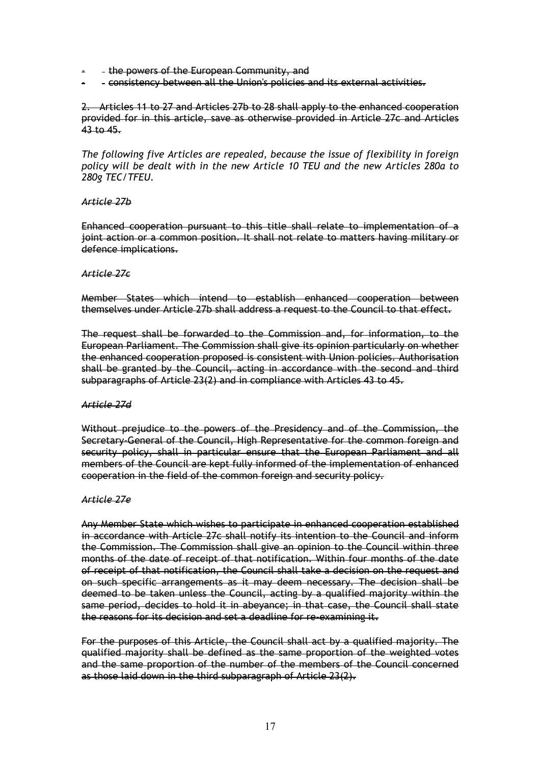- ~~- the powers of the European Community, and~~
- ~~- consistency between all the Union's policies and its external activities.~~

~~2. Articles 11 to 27 and Articles 27b to 28 shall apply to the enhanced cooperation provided for in this article, save as otherwise provided in Article 27c and Articles 43 to 45.~~

*The following five Articles are repealed, because the issue of flexibility in foreign policy will be dealt with in the new Article 10 TEU and the new Articles 280a to 280g TEC/TFEU.*

*~~Article 27b~~*

~~Enhanced cooperation pursuant to this title shall relate to implementation of a joint action or a common position. It shall not relate to matters having military or defence implications.~~

*~~Article 27c~~*

~~Member States which intend to establish enhanced cooperation between themselves under Article 27b shall address a request to the Council to that effect.~~

~~The request shall be forwarded to the Commission and, for information, to the European Parliament. The Commission shall give its opinion particularly on whether the enhanced cooperation proposed is consistent with Union policies. Authorisation shall be granted by the Council, acting in accordance with the second and third subparagraphs of Article 23(2) and in compliance with Articles 43 to 45.~~

*~~Article 27d~~*

~~Without prejudice to the powers of the Presidency and of the Commission, the Secretary-General of the Council, High Representative for the common foreign and security policy, shall in particular ensure that the European Parliament and all members of the Council are kept fully informed of the implementation of enhanced cooperation in the field of the common foreign and security policy.~~

*~~Article 27e~~*

~~Any Member State which wishes to participate in enhanced cooperation established in accordance with Article 27c shall notify its intention to the Council and inform the Commission. The Commission shall give an opinion to the Council within three months of the date of receipt of that notification. Within four months of the date of receipt of that notification, the Council shall take a decision on the request and on such specific arrangements as it may deem necessary. The decision shall be deemed to be taken unless the Council, acting by a qualified majority within the same period, decides to hold it in abeyance; in that case, the Council shall state the reasons for its decision and set a deadline for re-examining it.~~

~~For the purposes of this Article, the Council shall act by a qualified majority. The qualified majority shall be defined as the same proportion of the weighted votes and the same proportion of the number of the members of the Council concerned as those laid down in the third subparagraph of Article 23(2).~~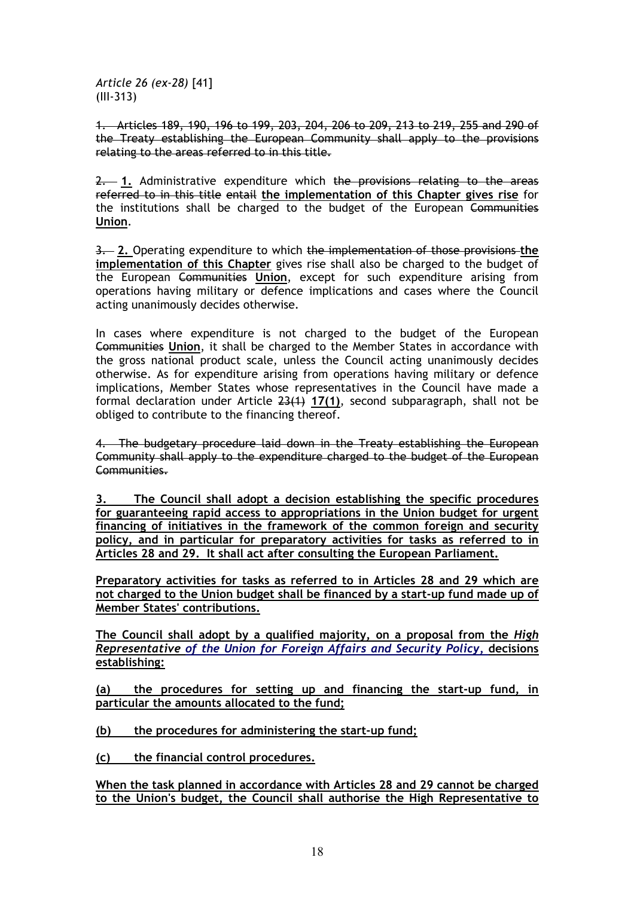*Article 26 (ex-28)* [41]
(III-313)

~~1. Articles 189, 190, 196 to 199, 203, 204, 206 to 209, 213 to 219, 255 and 290 of the Treaty establishing the European Community shall apply to the provisions relating to the areas referred to in this title.~~

~~2.~~ **1.** Administrative expenditure which ~~the provisions relating to the areas referred to in this title~~ ~~entail~~ **the implementation of this Chapter gives rise** for the institutions shall be charged to the budget of the European ~~Communities~~ **Union**.

~~3.~~ **2.** Operating expenditure to which ~~the implementation of those provisions~~ **the implementation of this Chapter** gives rise shall also be charged to the budget of the European ~~Communities~~ **Union**, except for such expenditure arising from operations having military or defence implications and cases where the Council acting unanimously decides otherwise.

In cases where expenditure is not charged to the budget of the European ~~Communities~~ **Union**, it shall be charged to the Member States in accordance with the gross national product scale, unless the Council acting unanimously decides otherwise. As for expenditure arising from operations having military or defence implications, Member States whose representatives in the Council have made a formal declaration under Article ~~23(1)~~ **17(1)**, second subparagraph, shall not be obliged to contribute to the financing thereof.

~~4. The budgetary procedure laid down in the Treaty establishing the European Community shall apply to the expenditure charged to the budget of the European Communities.~~

**3. The Council shall adopt a decision establishing the specific procedures for guaranteeing rapid access to appropriations in the Union budget for urgent financing of initiatives in the framework of the common foreign and security policy, and in particular for preparatory activities for tasks as referred to in Articles 28 and 29. It shall act after consulting the European Parliament.**

**Preparatory activities for tasks as referred to in Articles 28 and 29 which are not charged to the Union budget shall be financed by a start-up fund made up of Member States' contributions.**

**The Council shall adopt by a qualified majority, on a proposal from the *High Representative of the Union for Foreign Affairs and Security Policy*, decisions establishing:**

**(a) the procedures for setting up and financing the start-up fund, in particular the amounts allocated to the fund;**

**(b) the procedures for administering the start-up fund;**

**(c) the financial control procedures.**

**When the task planned in accordance with Articles 28 and 29 cannot be charged to the Union's budget, the Council shall authorise the High Representative to**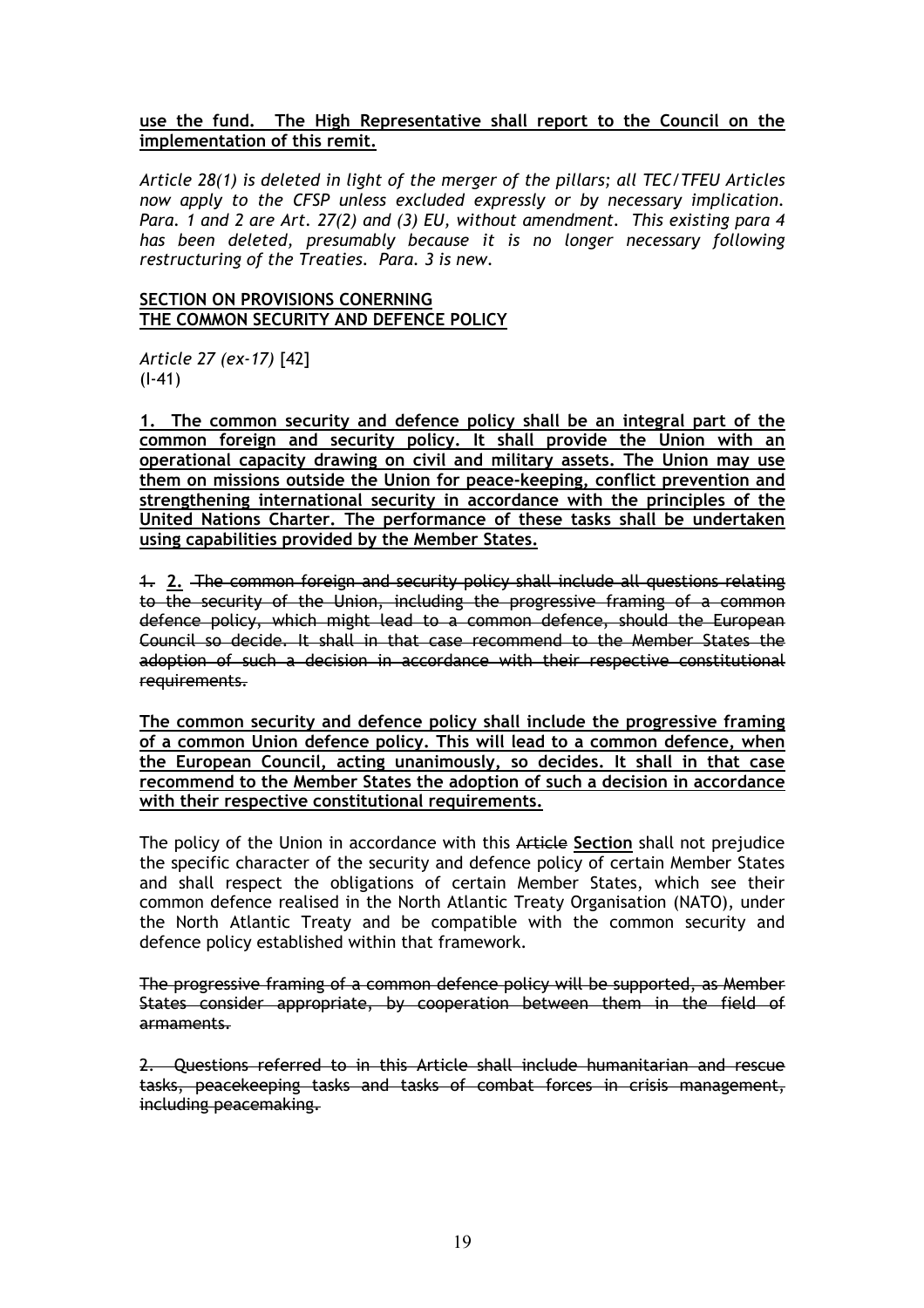**use the fund. The High Representative shall report to the Council on the implementation of this remit.**

*Article 28(1) is deleted in light of the merger of the pillars; all TEC/TFEU Articles now apply to the CFSP unless excluded expressly or by necessary implication. Para. 1 and 2 are Art. 27(2) and (3) EU, without amendment. This existing para 4 has been deleted, presumably because it is no longer necessary following restructuring of the Treaties. Para. 3 is new.*

**SECTION ON PROVISIONS CONERNING THE COMMON SECURITY AND DEFENCE POLICY**

*Article 27 (ex-17)* [42]
(I-41)

**1. The common security and defence policy shall be an integral part of the common foreign and security policy. It shall provide the Union with an operational capacity drawing on civil and military assets. The Union may use them on missions outside the Union for peace-keeping, conflict prevention and strengthening international security in accordance with the principles of the United Nations Charter. The performance of these tasks shall be undertaken using capabilities provided by the Member States.**

~~1.~~ **2.** ~~The common foreign and security policy shall include all questions relating to the security of the Union, including the progressive framing of a common defence policy, which might lead to a common defence, should the European Council so decide. It shall in that case recommend to the Member States the adoption of such a decision in accordance with their respective constitutional requirements.~~

**The common security and defence policy shall include the progressive framing of a common Union defence policy. This will lead to a common defence, when the European Council, acting unanimously, so decides. It shall in that case recommend to the Member States the adoption of such a decision in accordance with their respective constitutional requirements.**

The policy of the Union in accordance with this ~~Article~~ **Section** shall not prejudice the specific character of the security and defence policy of certain Member States and shall respect the obligations of certain Member States, which see their common defence realised in the North Atlantic Treaty Organisation (NATO), under the North Atlantic Treaty and be compatible with the common security and defence policy established within that framework.

~~The progressive framing of a common defence policy will be supported, as Member States consider appropriate, by cooperation between them in the field of armaments.~~

~~2. Questions referred to in this Article shall include humanitarian and rescue tasks, peacekeeping tasks and tasks of combat forces in crisis management, including peacemaking.~~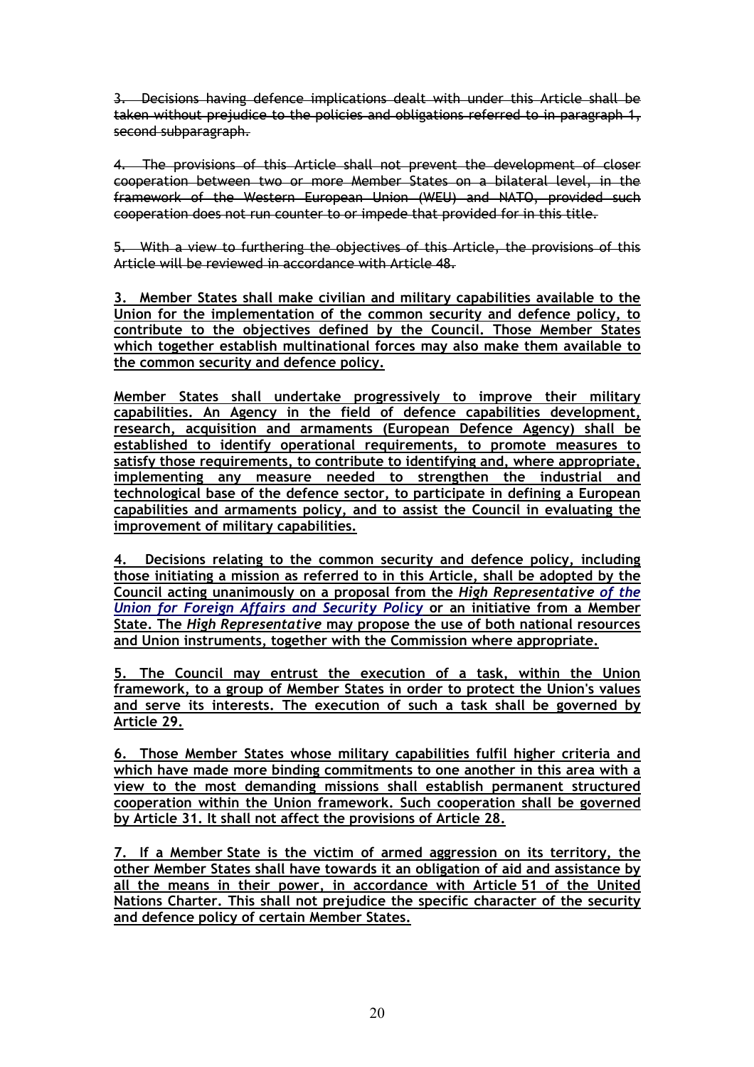~~3. Decisions having defence implications dealt with under this Article shall be taken without prejudice to the policies and obligations referred to in paragraph 1, second subparagraph.~~

~~4. The provisions of this Article shall not prevent the development of closer cooperation between two or more Member States on a bilateral level, in the framework of the Western European Union (WEU) and NATO, provided such cooperation does not run counter to or impede that provided for in this title.~~

~~5. With a view to furthering the objectives of this Article, the provisions of this Article will be reviewed in accordance with Article 48.~~

**3. Member States shall make civilian and military capabilities available to the Union for the implementation of the common security and defence policy, to contribute to the objectives defined by the Council. Those Member States which together establish multinational forces may also make them available to the common security and defence policy.**

**Member States shall undertake progressively to improve their military capabilities. An Agency in the field of defence capabilities development, research, acquisition and armaments (European Defence Agency) shall be established to identify operational requirements, to promote measures to satisfy those requirements, to contribute to identifying and, where appropriate, implementing any measure needed to strengthen the industrial and technological base of the defence sector, to participate in defining a European capabilities and armaments policy, and to assist the Council in evaluating the improvement of military capabilities.**

**4. Decisions relating to the common security and defence policy, including those initiating a mission as referred to in this Article, shall be adopted by the Council acting unanimously on a proposal from the *High Representative of the Union for Foreign Affairs and Security Policy* or an initiative from a Member State. The *High Representative* may propose the use of both national resources and Union instruments, together with the Commission where appropriate.**

**5. The Council may entrust the execution of a task, within the Union framework, to a group of Member States in order to protect the Union's values and serve its interests. The execution of such a task shall be governed by Article 29.**

**6. Those Member States whose military capabilities fulfil higher criteria and which have made more binding commitments to one another in this area with a view to the most demanding missions shall establish permanent structured cooperation within the Union framework. Such cooperation shall be governed by Article 31. It shall not affect the provisions of Article 28.**

**7. If a Member State is the victim of armed aggression on its territory, the other Member States shall have towards it an obligation of aid and assistance by all the means in their power, in accordance with Article 51 of the United Nations Charter. This shall not prejudice the specific character of the security and defence policy of certain Member States.**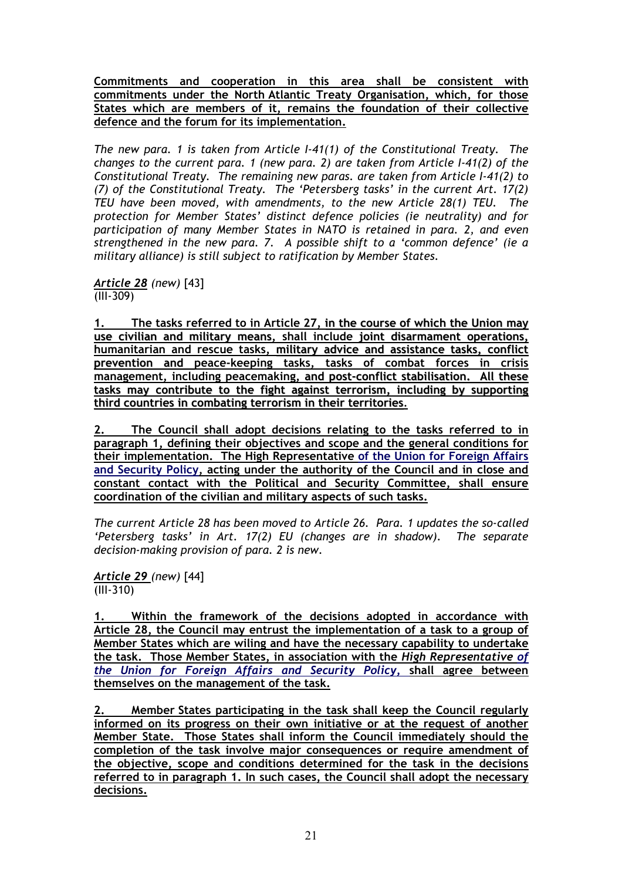**Commitments and cooperation in this area shall be consistent with commitments under the North Atlantic Treaty Organisation, which, for those States which are members of it, remains the foundation of their collective defence and the forum for its implementation.**

*The new para. 1 is taken from Article I-41(1) of the Constitutional Treaty. The changes to the current para. 1 (new para. 2) are taken from Article I-41(2) of the Constitutional Treaty. The remaining new paras. are taken from Article I-41(2) to (7) of the Constitutional Treaty. The 'Petersberg tasks' in the current Art. 17(2) TEU have been moved, with amendments, to the new Article 28(1) TEU. The protection for Member States' distinct defence policies (ie neutrality) and for participation of many Member States in NATO is retained in para. 2, and even strengthened in the new para. 7. A possible shift to a 'common defence' (ie a military alliance) is still subject to ratification by Member States.*

***Article 28*** *(new)* [43]
(III-309)

**1. The tasks referred to in Article 27, in the course of which the Union may use civilian and military means, shall include joint disarmament operations, humanitarian and rescue tasks, military advice and assistance tasks, conflict prevention and peace-keeping tasks, tasks of combat forces in crisis management, including peacemaking, and post-conflict stabilisation. All these tasks may contribute to the fight against terrorism, including by supporting third countries in combating terrorism in their territories.**

**2. The Council shall adopt decisions relating to the tasks referred to in paragraph 1, defining their objectives and scope and the general conditions for their implementation. The High Representative of the Union for Foreign Affairs and Security Policy, acting under the authority of the Council and in close and constant contact with the Political and Security Committee, shall ensure coordination of the civilian and military aspects of such tasks.**

*The current Article 28 has been moved to Article 26. Para. 1 updates the so-called 'Petersberg tasks' in Art. 17(2) EU (changes are in shadow). The separate decision-making provision of para. 2 is new.*

***Article 29*** *(new)* [44]
(III-310)

**1. Within the framework of the decisions adopted in accordance with Article 28, the Council may entrust the implementation of a task to a group of Member States which are wiling and have the necessary capability to undertake the task. Those Member States, in association with the *High Representative of the Union for Foreign Affairs and Security Policy*, shall agree between themselves on the management of the task.**

**2. Member States participating in the task shall keep the Council regularly informed on its progress on their own initiative or at the request of another Member State. Those States shall inform the Council immediately should the completion of the task involve major consequences or require amendment of the objective, scope and conditions determined for the task in the decisions referred to in paragraph 1. In such cases, the Council shall adopt the necessary decisions.**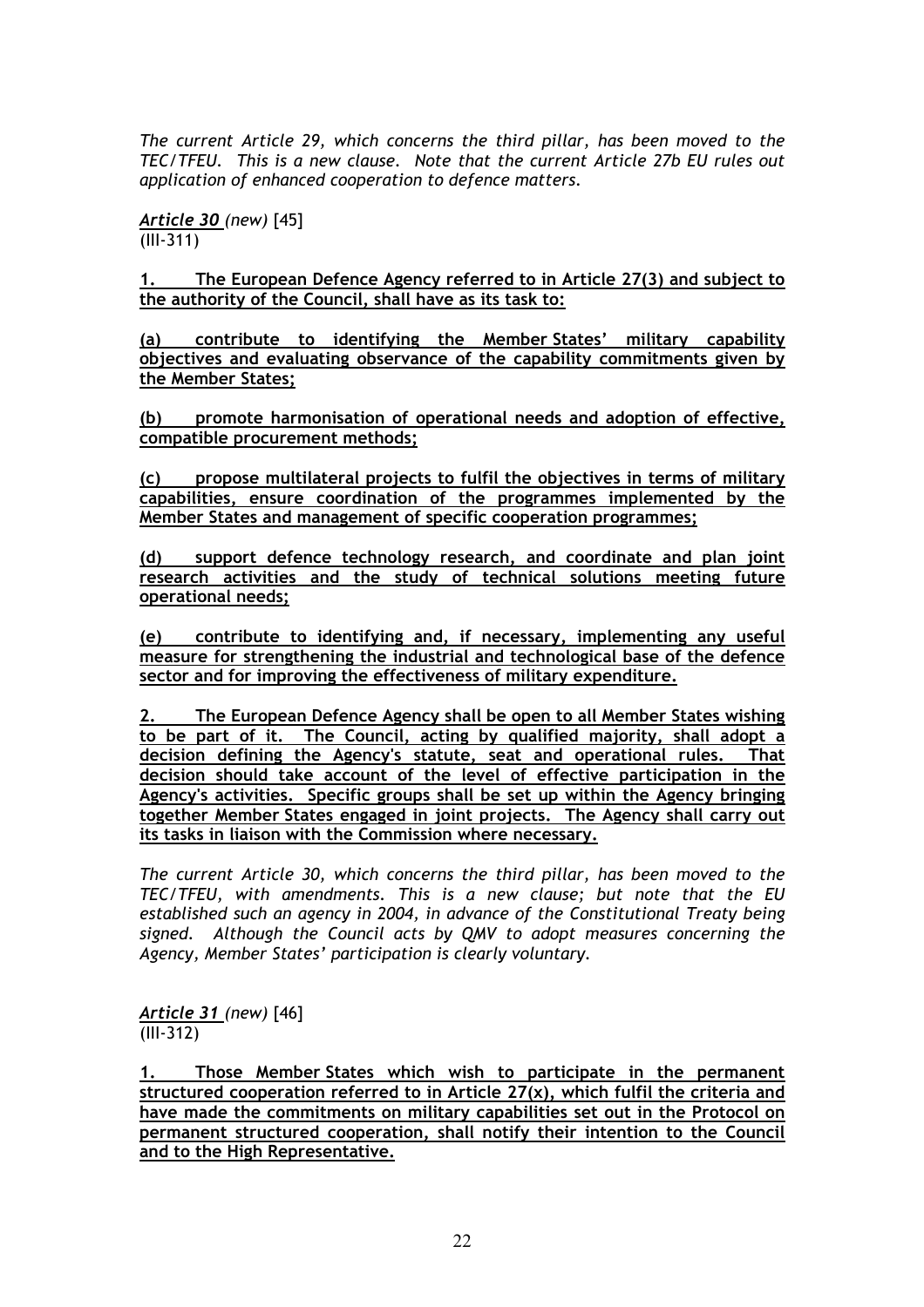*The current Article 29, which concerns the third pillar, has been moved to the TEC/TFEU. This is a new clause. Note that the current Article 27b EU rules out application of enhanced cooperation to defence matters.*

*Article 30 (new)* [45]
(III-311)

**1. The European Defence Agency referred to in Article 27(3) and subject to the authority of the Council, shall have as its task to:**

**(a) contribute to identifying the Member States' military capability objectives and evaluating observance of the capability commitments given by the Member States;**

**(b) promote harmonisation of operational needs and adoption of effective, compatible procurement methods;**

**(c) propose multilateral projects to fulfil the objectives in terms of military capabilities, ensure coordination of the programmes implemented by the Member States and management of specific cooperation programmes;**

**(d) support defence technology research, and coordinate and plan joint research activities and the study of technical solutions meeting future operational needs;**

**(e) contribute to identifying and, if necessary, implementing any useful measure for strengthening the industrial and technological base of the defence sector and for improving the effectiveness of military expenditure.**

**2. The European Defence Agency shall be open to all Member States wishing to be part of it. The Council, acting by qualified majority, shall adopt a decision defining the Agency's statute, seat and operational rules. That decision should take account of the level of effective participation in the Agency's activities. Specific groups shall be set up within the Agency bringing together Member States engaged in joint projects. The Agency shall carry out its tasks in liaison with the Commission where necessary.**

*The current Article 30, which concerns the third pillar, has been moved to the TEC/TFEU, with amendments. This is a new clause; but note that the EU established such an agency in 2004, in advance of the Constitutional Treaty being signed. Although the Council acts by QMV to adopt measures concerning the Agency, Member States' participation is clearly voluntary.*

*Article 31 (new)* [46]
(III-312)

**1. Those Member States which wish to participate in the permanent structured cooperation referred to in Article 27(x), which fulfil the criteria and have made the commitments on military capabilities set out in the Protocol on permanent structured cooperation, shall notify their intention to the Council and to the High Representative.**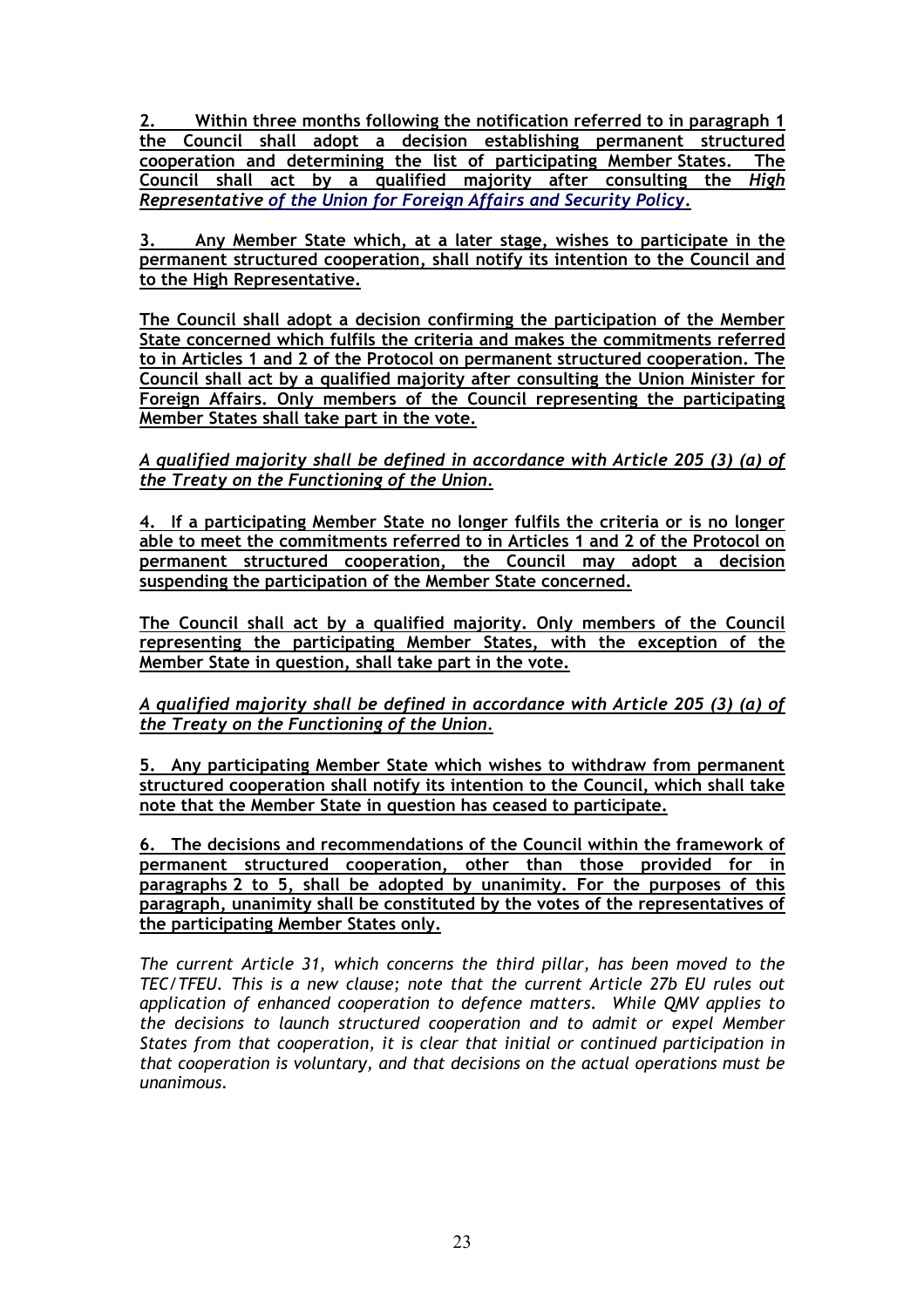**2. Within three months following the notification referred to in paragraph 1 the Council shall adopt a decision establishing permanent structured cooperation and determining the list of participating Member States. The Council shall act by a qualified majority after consulting the *High Representative of the Union for Foreign Affairs and Security Policy*.**

**3. Any Member State which, at a later stage, wishes to participate in the permanent structured cooperation, shall notify its intention to the Council and to the High Representative.**

**The Council shall adopt a decision confirming the participation of the Member State concerned which fulfils the criteria and makes the commitments referred to in Articles 1 and 2 of the Protocol on permanent structured cooperation. The Council shall act by a qualified majority after consulting the Union Minister for Foreign Affairs. Only members of the Council representing the participating Member States shall take part in the vote.**

***A qualified majority shall be defined in accordance with Article 205 (3) (a) of the Treaty on the Functioning of the Union.***

**4. If a participating Member State no longer fulfils the criteria or is no longer able to meet the commitments referred to in Articles 1 and 2 of the Protocol on permanent structured cooperation, the Council may adopt a decision suspending the participation of the Member State concerned.**

**The Council shall act by a qualified majority. Only members of the Council representing the participating Member States, with the exception of the Member State in question, shall take part in the vote.**

***A qualified majority shall be defined in accordance with Article 205 (3) (a) of the Treaty on the Functioning of the Union.***

**5. Any participating Member State which wishes to withdraw from permanent structured cooperation shall notify its intention to the Council, which shall take note that the Member State in question has ceased to participate.**

**6. The decisions and recommendations of the Council within the framework of permanent structured cooperation, other than those provided for in paragraphs 2 to 5, shall be adopted by unanimity. For the purposes of this paragraph, unanimity shall be constituted by the votes of the representatives of the participating Member States only.**

*The current Article 31, which concerns the third pillar, has been moved to the TEC/TFEU. This is a new clause; note that the current Article 27b EU rules out application of enhanced cooperation to defence matters. While QMV applies to the decisions to launch structured cooperation and to admit or expel Member States from that cooperation, it is clear that initial or continued participation in that cooperation is voluntary, and that decisions on the actual operations must be unanimous.*